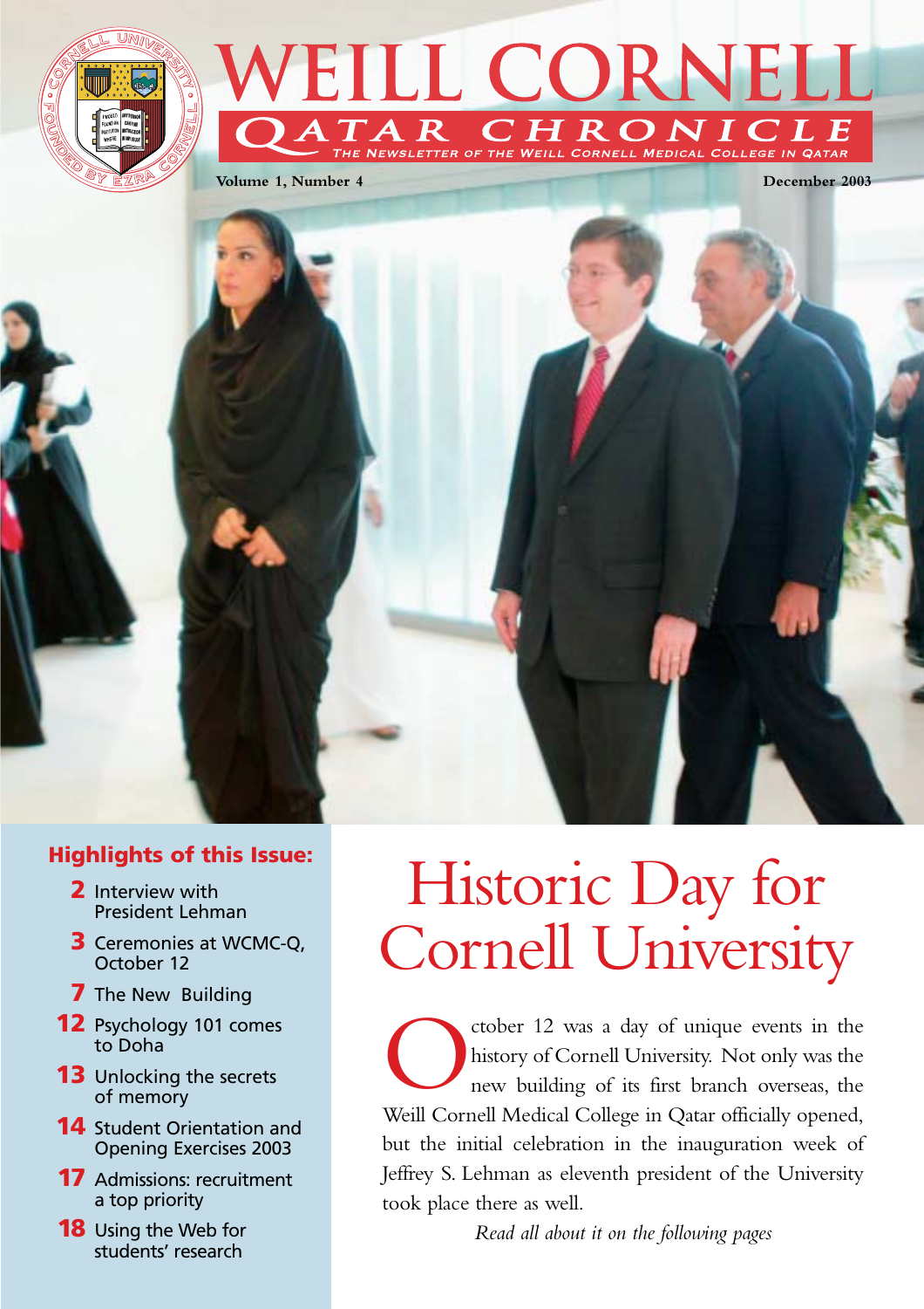# WEILL CORNELL

## QATAR CHRONICLE

THE NEWSLETTER OF THE WEILL CORNELL MEDICAL COLLEGE IN QATAR

**Volume 1, Number 4** **December 2003**

### Highlights of this Issue:

- **2** Interview with President Lehman
- **3** Ceremonies at WCMC-Q, October 12
- **7** The New Building
- **12** Psychology 101 comes to Doha
- **13** Unlocking the secrets of memory
- **14** Student Orientation and Opening Exercises 2003
- **17** Admissions: recruitment a top priority
- **18** Using the Web for students' research

# Historic Day for Cornell University

October 12 was a day of unique events in the history of Cornell University. Not only was the new building of its first branch overseas, the Weill Cornell Medical College in Qatar officially opened, but the initial celebration in the inauguration week of Jeffrey S. Lehman as eleventh president of the University took place there as well.

*Read all about it on the following pages*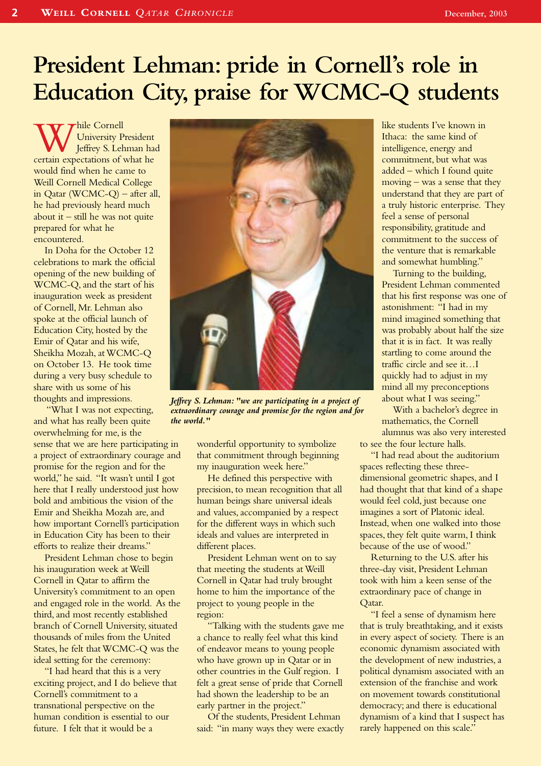# President Lehman: pride in Cornell's role in Education City, praise for WCMC-Q students

While Cornell University President Jeffrey S. Lehman had certain expectations of what he would find when he came to Weill Cornell Medical College in Qatar (WCMC-Q) – after all, he had previously heard much about it – still he was not quite prepared for what he encountered.

In Doha for the October 12 celebrations to mark the official opening of the new building of WCMC-Q, and the start of his inauguration week as president of Cornell, Mr. Lehman also spoke at the official launch of Education City, hosted by the Emir of Qatar and his wife, Sheikha Mozah, at WCMC-Q on October 13. He took time during a very busy schedule to share with us some of his thoughts and impressions.

"What I was not expecting, and what has really been quite overwhelming for me, is the sense that we are here participating in a project of extraordinary courage and promise for the region and for the world," he said. "It wasn't until I got here that I really understood just how bold and ambitious the vision of the Emir and Sheikha Mozah are, and how important Cornell's participation in Education City has been to their efforts to realize their dreams."

President Lehman chose to begin his inauguration week at Weill Cornell in Qatar to affirm the University's commitment to an open and engaged role in the world. As the third, and most recently established branch of Cornell University, situated thousands of miles from the United States, he felt that WCMC-Q was the ideal setting for the ceremony:

"I had heard that this is a very exciting project, and I do believe that Cornell's commitment to a transnational perspective on the human condition is essential to our future. I felt that it would be a wonderful opportunity to symbolize that commitment through beginning my inauguration week here."

*Jeffrey S. Lehman: "we are participating in a project of extraordinary courage and promise for the region and for the world."*

He defined this perspective with precision, to mean recognition that all human beings share universal ideals and values, accompanied by a respect for the different ways in which such ideals and values are interpreted in different places.

President Lehman went on to say that meeting the students at Weill Cornell in Qatar had truly brought home to him the importance of the project to young people in the region:

"Talking with the students gave me a chance to really feel what this kind of endeavor means to young people who have grown up in Qatar or in other countries in the Gulf region. I felt a great sense of pride that Cornell had shown the leadership to be an early partner in the project."

Of the students, President Lehman said: "in many ways they were exactly like students I've known in Ithaca: the same kind of intelligence, energy and commitment, but what was added – which I found quite moving – was a sense that they understand that they are part of a truly historic enterprise. They feel a sense of personal responsibility, gratitude and commitment to the success of the venture that is remarkable and somewhat humbling."

Turning to the building, President Lehman commented that his first response was one of astonishment: "I had in my mind imagined something that was probably about half the size that it is in fact. It was really startling to come around the traffic circle and see it…I quickly had to adjust in my mind all my preconceptions about what I was seeing."

With a bachelor's degree in mathematics, the Cornell alumnus was also very interested to see the four lecture halls.

"I had read about the auditorium spaces reflecting these three-dimensional geometric shapes, and I had thought that that kind of a shape would feel cold, just because one imagines a sort of Platonic ideal. Instead, when one walked into those spaces, they felt quite warm, I think because of the use of wood."

Returning to the U.S. after his three-day visit, President Lehman took with him a keen sense of the extraordinary pace of change in Qatar.

"I feel a sense of dynamism here that is truly breathtaking, and it exists in every aspect of society. There is an economic dynamism associated with the development of new industries, a political dynamism associated with an extension of the franchise and work on movement towards constitutional democracy; and there is educational dynamism of a kind that I suspect has rarely happened on this scale."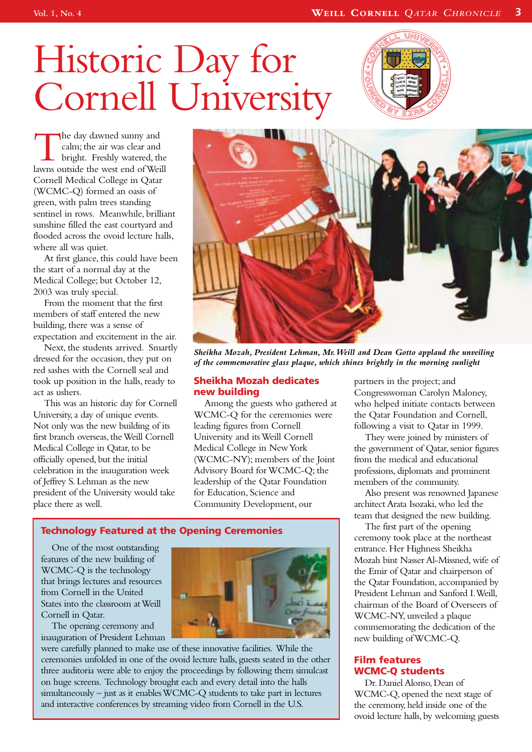# Historic Day for Cornell University

The day dawned sunny and calm; the air was clear and bright. Freshly watered, the lawns outside the west end of Weill Cornell Medical College in Qatar (WCMC-Q) formed an oasis of green, with palm trees standing sentinel in rows. Meanwhile, brilliant sunshine filled the east courtyard and flooded across the ovoid lecture halls, where all was quiet.

At first glance, this could have been the start of a normal day at the Medical College; but October 12, 2003 was truly special.

From the moment that the first members of staff entered the new building, there was a sense of expectation and excitement in the air.

Next, the students arrived. Smartly dressed for the occasion, they put on red sashes with the Cornell seal and took up position in the halls, ready to act as ushers.

This was an historic day for Cornell University, a day of unique events. Not only was the new building of its first branch overseas, the Weill Cornell Medical College in Qatar, to be officially opened, but the initial celebration in the inauguration week of Jeffrey S. Lehman as the new president of the University would take place there as well.

*Sheikha Mozah, President Lehman, Mr. Weill and Dean Gotto applaud the unveiling of the commemorative glass plaque, which shines brightly in the morning sunlight*

## Sheikha Mozah dedicates new building

Among the guests who gathered at WCMC-Q for the ceremonies were leading figures from Cornell University and its Weill Cornell Medical College in New York (WCMC-NY); members of the Joint Advisory Board for WCMC-Q; the leadership of the Qatar Foundation for Education, Science and Community Development, our partners in the project; and Congresswoman Carolyn Maloney, who helped initiate contacts between the Qatar Foundation and Cornell, following a visit to Qatar in 1999.

They were joined by ministers of the government of Qatar, senior figures from the medical and educational professions, diplomats and prominent members of the community.

Also present was renowned Japanese architect Arata Isozaki, who led the team that designed the new building.

The first part of the opening ceremony took place at the northeast entrance. Her Highness Sheikha Mozah bint Nasser Al-Missned, wife of the Emir of Qatar and chairperson of the Qatar Foundation, accompanied by President Lehman and Sanford I. Weill, chairman of the Board of Overseers of WCMC-NY, unveiled a plaque commemorating the dedication of the new building of WCMC-Q.

## Film features WCMC-Q students

Dr. Daniel Alonso, Dean of WCMC-Q, opened the next stage of the ceremony, held inside one of the ovoid lecture halls, by welcoming guests

### Technology Featured at the Opening Ceremonies

One of the most outstanding features of the new building of WCMC-Q is the technology that brings lectures and resources from Cornell in the United States into the classroom at Weill Cornell in Qatar.

The opening ceremony and inauguration of President Lehman were carefully planned to make use of these innovative facilities. While the ceremonies unfolded in one of the ovoid lecture halls, guests seated in the other three auditoria were able to enjoy the proceedings by following them simulcast on huge screens. Technology brought each and every detail into the halls simultaneously – just as it enables WCMC-Q students to take part in lectures and interactive conferences by streaming video from Cornell in the U.S.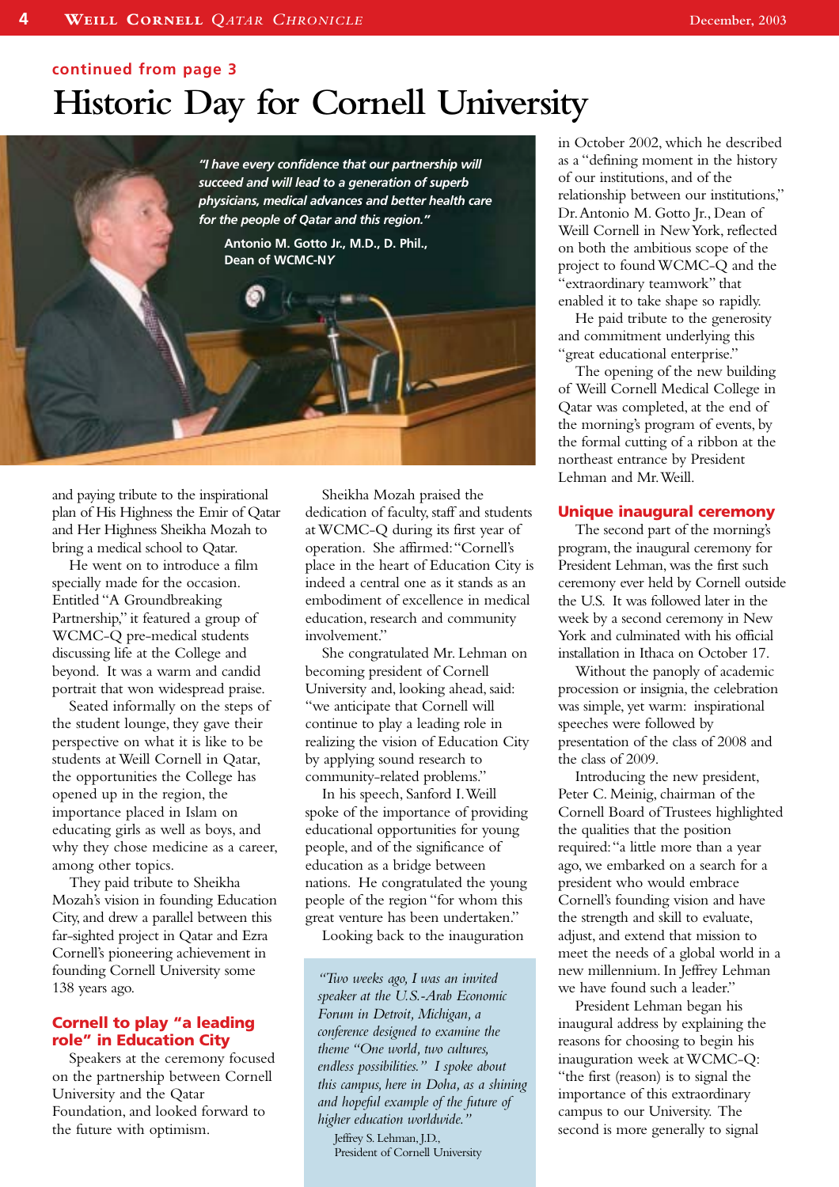continued from page 3

# Historic Day for Cornell University

*"I have every confidence that our partnership will succeed and will lead to a generation of superb physicians, medical advances and better health care for the people of Qatar and this region."*

Antonio M. Gotto Jr., M.D., D. Phil., Dean of WCMC-NY

and paying tribute to the inspirational plan of His Highness the Emir of Qatar and Her Highness Sheikha Mozah to bring a medical school to Qatar.

He went on to introduce a film specially made for the occasion. Entitled "A Groundbreaking Partnership," it featured a group of WCMC-Q pre-medical students discussing life at the College and beyond. It was a warm and candid portrait that won widespread praise.

Seated informally on the steps of the student lounge, they gave their perspective on what it is like to be students at Weill Cornell in Qatar, the opportunities the College has opened up in the region, the importance placed in Islam on educating girls as well as boys, and why they chose medicine as a career, among other topics.

They paid tribute to Sheikha Mozah's vision in founding Education City, and drew a parallel between this far-sighted project in Qatar and Ezra Cornell's pioneering achievement in founding Cornell University some 138 years ago.

## Cornell to play "a leading role" in Education City

Speakers at the ceremony focused on the partnership between Cornell University and the Qatar Foundation, and looked forward to the future with optimism.

Sheikha Mozah praised the dedication of faculty, staff and students at WCMC-Q during its first year of operation. She affirmed: "Cornell's place in the heart of Education City is indeed a central one as it stands as an embodiment of excellence in medical education, research and community involvement."

She congratulated Mr. Lehman on becoming president of Cornell University and, looking ahead, said: "we anticipate that Cornell will continue to play a leading role in realizing the vision of Education City by applying sound research to community-related problems."

In his speech, Sanford I. Weill spoke of the importance of providing educational opportunities for young people, and of the significance of education as a bridge between nations. He congratulated the young people of the region "for whom this great venture has been undertaken."

Looking back to the inauguration in October 2002, which he described as a "defining moment in the history of our institutions, and of the relationship between our institutions," Dr. Antonio M. Gotto Jr., Dean of Weill Cornell in New York, reflected on both the ambitious scope of the project to found WCMC-Q and the "extraordinary teamwork" that enabled it to take shape so rapidly.

He paid tribute to the generosity and commitment underlying this "great educational enterprise."

The opening of the new building of Weill Cornell Medical College in Qatar was completed, at the end of the morning's program of events, by the formal cutting of a ribbon at the northeast entrance by President Lehman and Mr. Weill.

> *"Two weeks ago, I was an invited speaker at the U.S.-Arab Economic Forum in Detroit, Michigan, a conference designed to examine the theme "One world, two cultures, endless possibilities." I spoke about this campus, here in Doha, as a shining and hopeful example of the future of higher education worldwide."*
>
> Jeffrey S. Lehman, J.D., President of Cornell University

## Unique inaugural ceremony

The second part of the morning's program, the inaugural ceremony for President Lehman, was the first such ceremony ever held by Cornell outside the U.S. It was followed later in the week by a second ceremony in New York and culminated with his official installation in Ithaca on October 17.

Without the panoply of academic procession or insignia, the celebration was simple, yet warm: inspirational speeches were followed by presentation of the class of 2008 and the class of 2009.

Introducing the new president, Peter C. Meinig, chairman of the Cornell Board of Trustees highlighted the qualities that the position required: "a little more than a year ago, we embarked on a search for a president who would embrace Cornell's founding vision and have the strength and skill to evaluate, adjust, and extend that mission to meet the needs of a global world in a new millennium. In Jeffrey Lehman we have found such a leader."

President Lehman began his inaugural address by explaining the reasons for choosing to begin his inauguration week at WCMC-Q: "the first (reason) is to signal the importance of this extraordinary campus to our University. The second is more generally to signal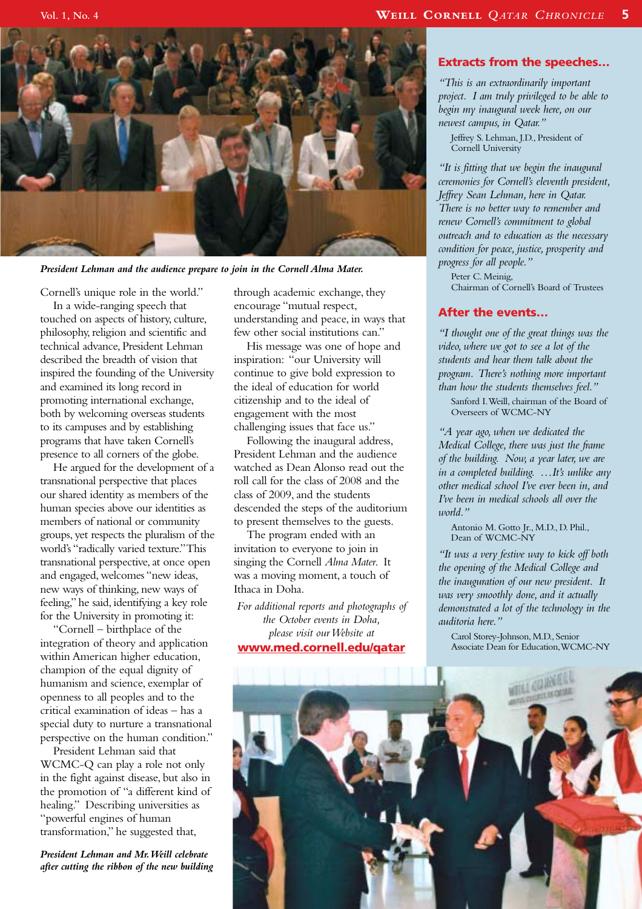*President Lehman and the audience prepare to join in the Cornell Alma Mater.*

Cornell's unique role in the world."

In a wide-ranging speech that touched on aspects of history, culture, philosophy, religion and scientific and technical advance, President Lehman described the breadth of vision that inspired the founding of the University and examined its long record in promoting international exchange, both by welcoming overseas students to its campuses and by establishing programs that have taken Cornell's presence to all corners of the globe.

He argued for the development of a transnational perspective that places our shared identity as members of the human species above our identities as members of national or community groups, yet respects the pluralism of the world's "radically varied texture." This transnational perspective, at once open and engaged, welcomes "new ideas, new ways of thinking, new ways of feeling," he said, identifying a key role for the University in promoting it:

"Cornell – birthplace of the integration of theory and application within American higher education, champion of the equal dignity of humanism and science, exemplar of openness to all peoples and to the critical examination of ideas – has a special duty to nurture a transnational perspective on the human condition."

President Lehman said that WCMC-Q can play a role not only in the fight against disease, but also in the promotion of "a different kind of healing." Describing universities as "powerful engines of human transformation," he suggested that, through academic exchange, they encourage "mutual respect, understanding and peace, in ways that few other social institutions can."

His message was one of hope and inspiration: "our University will continue to give bold expression to the ideal of education for world citizenship and to the ideal of engagement with the most challenging issues that face us."

Following the inaugural address, President Lehman and the audience watched as Dean Alonso read out the roll call for the class of 2008 and the class of 2009, and the students descended the steps of the auditorium to present themselves to the guests.

The program ended with an invitation to everyone to join in singing the Cornell *Alma Mater*. It was a moving moment, a touch of Ithaca in Doha.

*For additional reports and photographs of the October events in Doha, please visit our Website at*
**www.med.cornell.edu/qatar**

## Extracts from the speeches...

*"This is an extraordinarily important project. I am truly privileged to be able to begin my inaugural week here, on our newest campus, in Qatar."*

Jeffrey S. Lehman, J.D., President of Cornell University

*"It is fitting that we begin the inaugural ceremonies for Cornell's eleventh president, Jeffrey Sean Lehman, here in Qatar. There is no better way to remember and renew Cornell's commitment to global outreach and to education as the necessary condition for peace, justice, prosperity and progress for all people."*

Peter C. Meinig, Chairman of Cornell's Board of Trustees

## After the events...

*"I thought one of the great things was the video, where we got to see a lot of the students and hear them talk about the program. There's nothing more important than how the students themselves feel."*

Sanford I. Weill, chairman of the Board of Overseers of WCMC-NY

*"A year ago, when we dedicated the Medical College, there was just the frame of the building. Now, a year later, we are in a completed building. ...It's unlike any other medical school I've ever been in, and I've been in medical schools all over the world."*

Antonio M. Gotto Jr., M.D., D. Phil., Dean of WCMC-NY

*"It was a very festive way to kick off both the opening of the Medical College and the inauguration of our new president. It was very smoothly done, and it actually demonstrated a lot of the technology in the auditoria here."*

Carol Storey-Johnson, M.D., Senior Associate Dean for Education, WCMC-NY

*President Lehman and Mr. Weill celebrate after cutting the ribbon of the new building*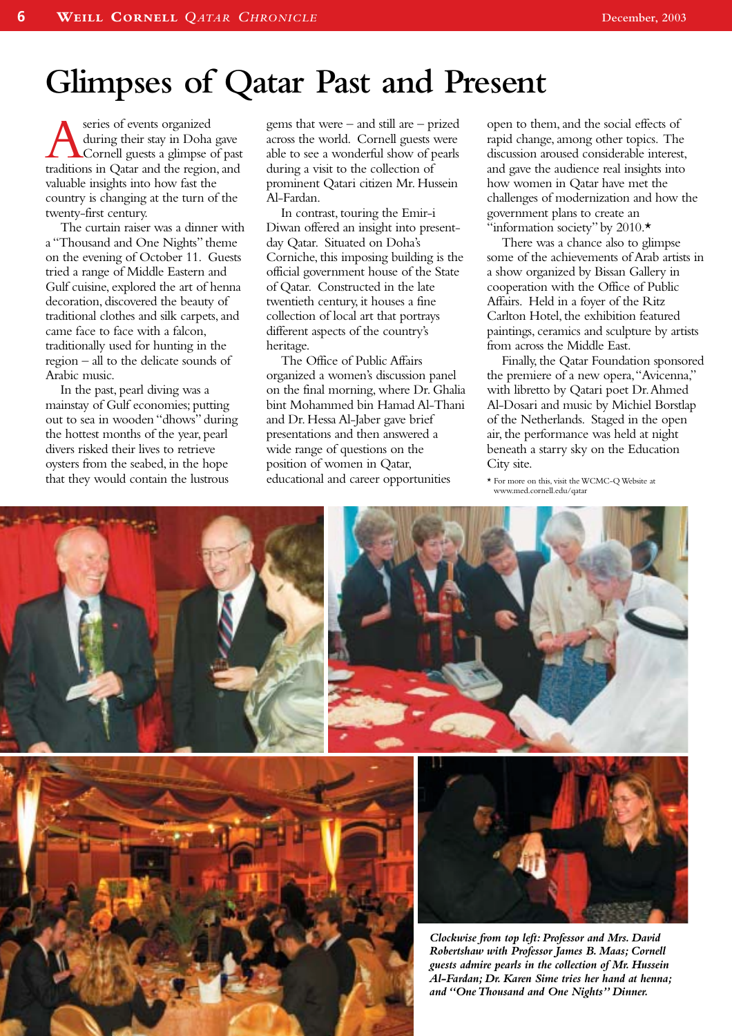# Glimpses of Qatar Past and Present

A series of events organized during their stay in Doha gave Cornell guests a glimpse of past traditions in Qatar and the region, and valuable insights into how fast the country is changing at the turn of the twenty-first century.

The curtain raiser was a dinner with a "Thousand and One Nights" theme on the evening of October 11. Guests tried a range of Middle Eastern and Gulf cuisine, explored the art of henna decoration, discovered the beauty of traditional clothes and silk carpets, and came face to face with a falcon, traditionally used for hunting in the region – all to the delicate sounds of Arabic music.

In the past, pearl diving was a mainstay of Gulf economies; putting out to sea in wooden "dhows" during the hottest months of the year, pearl divers risked their lives to retrieve oysters from the seabed, in the hope that they would contain the lustrous gems that were – and still are – prized across the world. Cornell guests were able to see a wonderful show of pearls during a visit to the collection of prominent Qatari citizen Mr. Hussein Al-Fardan.

In contrast, touring the Emir-i Diwan offered an insight into present-day Qatar. Situated on Doha's Corniche, this imposing building is the official government house of the State of Qatar. Constructed in the late twentieth century, it houses a fine collection of local art that portrays different aspects of the country's heritage.

The Office of Public Affairs organized a women's discussion panel on the final morning, where Dr. Ghalia bint Mohammed bin Hamad Al-Thani and Dr. Hessa Al-Jaber gave brief presentations and then answered a wide range of questions on the position of women in Qatar, educational and career opportunities open to them, and the social effects of rapid change, among other topics. The discussion aroused considerable interest, and gave the audience real insights into how women in Qatar have met the challenges of modernization and how the government plans to create an "information society" by 2010.*

There was a chance also to glimpse some of the achievements of Arab artists in a show organized by Bissan Gallery in cooperation with the Office of Public Affairs. Held in a foyer of the Ritz Carlton Hotel, the exhibition featured paintings, ceramics and sculpture by artists from across the Middle East.

Finally, the Qatar Foundation sponsored the premiere of a new opera, "Avicenna," with libretto by Qatari poet Dr. Ahmed Al-Dosari and music by Michiel Borstlap of the Netherlands. Staged in the open air, the performance was held at night beneath a starry sky on the Education City site.

* For more on this, visit the WCMC-Q Website at www.med.cornell.edu/qatar

*Clockwise from top left: Professor and Mrs. David Robertshaw with Professor James B. Maas; Cornell guests admire pearls in the collection of Mr. Hussein Al-Fardan; Dr. Karen Sime tries her hand at henna; and "One Thousand and One Nights" Dinner.*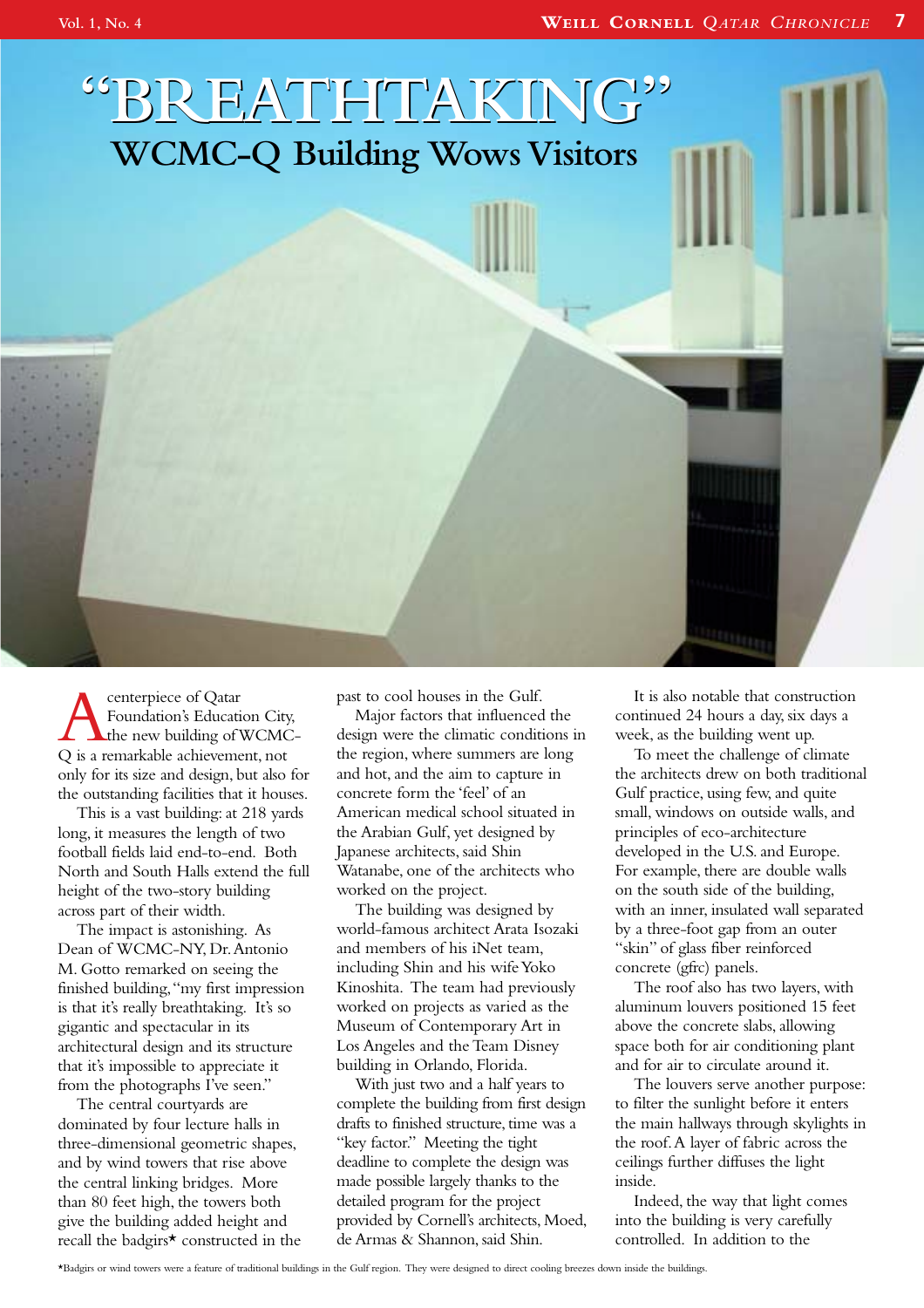# "BREATHTAKING"

## WCMC-Q Building Wows Visitors

A centerpiece of Qatar Foundation's Education City, the new building of WCMC-Q is a remarkable achievement, not only for its size and design, but also for the outstanding facilities that it houses.

This is a vast building: at 218 yards long, it measures the length of two football fields laid end-to-end. Both North and South Halls extend the full height of the two-story building across part of their width.

The impact is astonishing. As Dean of WCMC-NY, Dr. Antonio M. Gotto remarked on seeing the finished building, "my first impression is that it's really breathtaking. It's so gigantic and spectacular in its architectural design and its structure that it's impossible to appreciate it from the photographs I've seen."

The central courtyards are dominated by four lecture halls in three-dimensional geometric shapes, and by wind towers that rise above the central linking bridges. More than 80 feet high, the towers both give the building added height and recall the badgirs* constructed in the past to cool houses in the Gulf.

Major factors that influenced the design were the climatic conditions in the region, where summers are long and hot, and the aim to capture in concrete form the 'feel' of an American medical school situated in the Arabian Gulf, yet designed by Japanese architects, said Shin Watanabe, one of the architects who worked on the project.

The building was designed by world-famous architect Arata Isozaki and members of his iNet team, including Shin and his wife Yoko Kinoshita. The team had previously worked on projects as varied as the Museum of Contemporary Art in Los Angeles and the Team Disney building in Orlando, Florida.

With just two and a half years to complete the building from first design drafts to finished structure, time was a "key factor." Meeting the tight deadline to complete the design was made possible largely thanks to the detailed program for the project provided by Cornell's architects, Moed, de Armas & Shannon, said Shin.

It is also notable that construction continued 24 hours a day, six days a week, as the building went up.

To meet the challenge of climate the architects drew on both traditional Gulf practice, using few, and quite small, windows on outside walls, and principles of eco-architecture developed in the U.S. and Europe. For example, there are double walls on the south side of the building, with an inner, insulated wall separated by a three-foot gap from an outer "skin" of glass fiber reinforced concrete (gfrc) panels.

The roof also has two layers, with aluminum louvers positioned 15 feet above the concrete slabs, allowing space both for air conditioning plant and for air to circulate around it.

The louvers serve another purpose: to filter the sunlight before it enters the main hallways through skylights in the roof. A layer of fabric across the ceilings further diffuses the light inside.

Indeed, the way that light comes into the building is very carefully controlled. In addition to the

*Badgirs or wind towers were a feature of traditional buildings in the Gulf region. They were designed to direct cooling breezes down inside the buildings.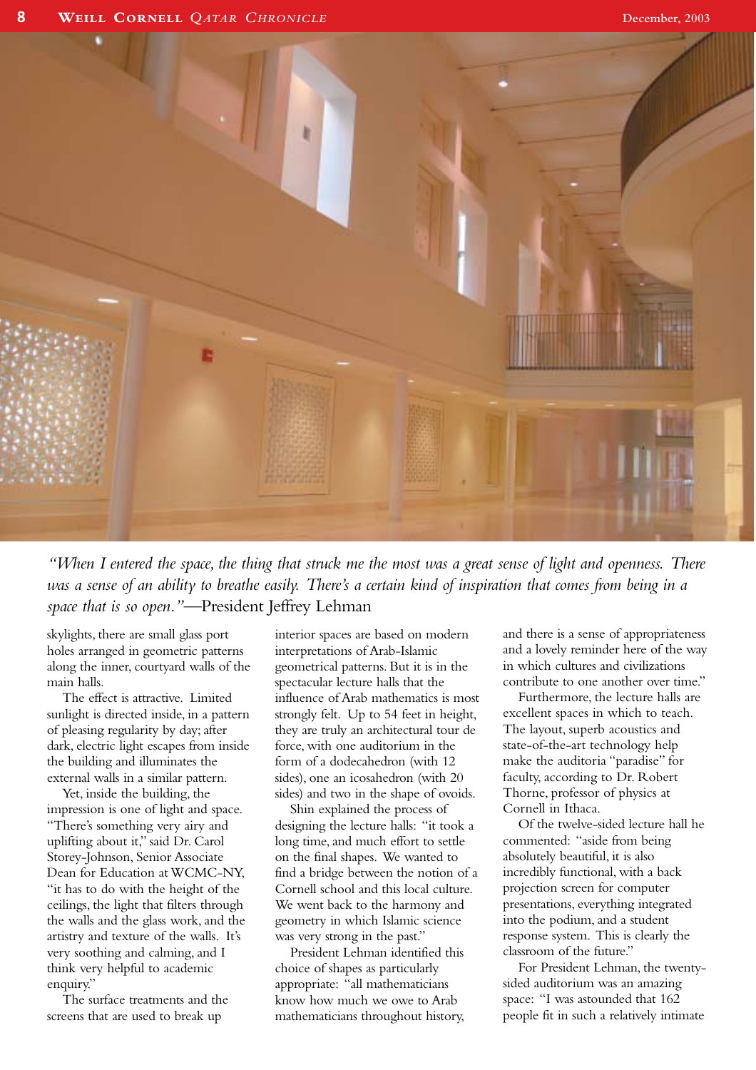*"When I entered the space, the thing that struck me the most was a great sense of light and openness. There was a sense of an ability to breathe easily. There's a certain kind of inspiration that comes from being in a space that is so open."*—President Jeffrey Lehman

skylights, there are small glass port holes arranged in geometric patterns along the inner, courtyard walls of the main halls.

The effect is attractive. Limited sunlight is directed inside, in a pattern of pleasing regularity by day; after dark, electric light escapes from inside the building and illuminates the external walls in a similar pattern.

Yet, inside the building, the impression is one of light and space. "There's something very airy and uplifting about it," said Dr. Carol Storey-Johnson, Senior Associate Dean for Education at WCMC-NY, "it has to do with the height of the ceilings, the light that filters through the walls and the glass work, and the artistry and texture of the walls. It's very soothing and calming, and I think very helpful to academic enquiry."

The surface treatments and the screens that are used to break up interior spaces are based on modern interpretations of Arab-Islamic geometrical patterns. But it is in the spectacular lecture halls that the influence of Arab mathematics is most strongly felt. Up to 54 feet in height, they are truly an architectural tour de force, with one auditorium in the form of a dodecahedron (with 12 sides), one an icosahedron (with 20 sides) and two in the shape of ovoids.

Shin explained the process of designing the lecture halls: "it took a long time, and much effort to settle on the final shapes. We wanted to find a bridge between the notion of a Cornell school and this local culture. We went back to the harmony and geometry in which Islamic science was very strong in the past."

President Lehman identified this choice of shapes as particularly appropriate: "all mathematicians know how much we owe to Arab mathematicians throughout history, and there is a sense of appropriateness and a lovely reminder here of the way in which cultures and civilizations contribute to one another over time."

Furthermore, the lecture halls are excellent spaces in which to teach. The layout, superb acoustics and state-of-the-art technology help make the auditoria "paradise" for faculty, according to Dr. Robert Thorne, professor of physics at Cornell in Ithaca.

Of the twelve-sided lecture hall he commented: "aside from being absolutely beautiful, it is also incredibly functional, with a back projection screen for computer presentations, everything integrated into the podium, and a student response system. This is clearly the classroom of the future."

For President Lehman, the twenty-sided auditorium was an amazing space: "I was astounded that 162 people fit in such a relatively intimate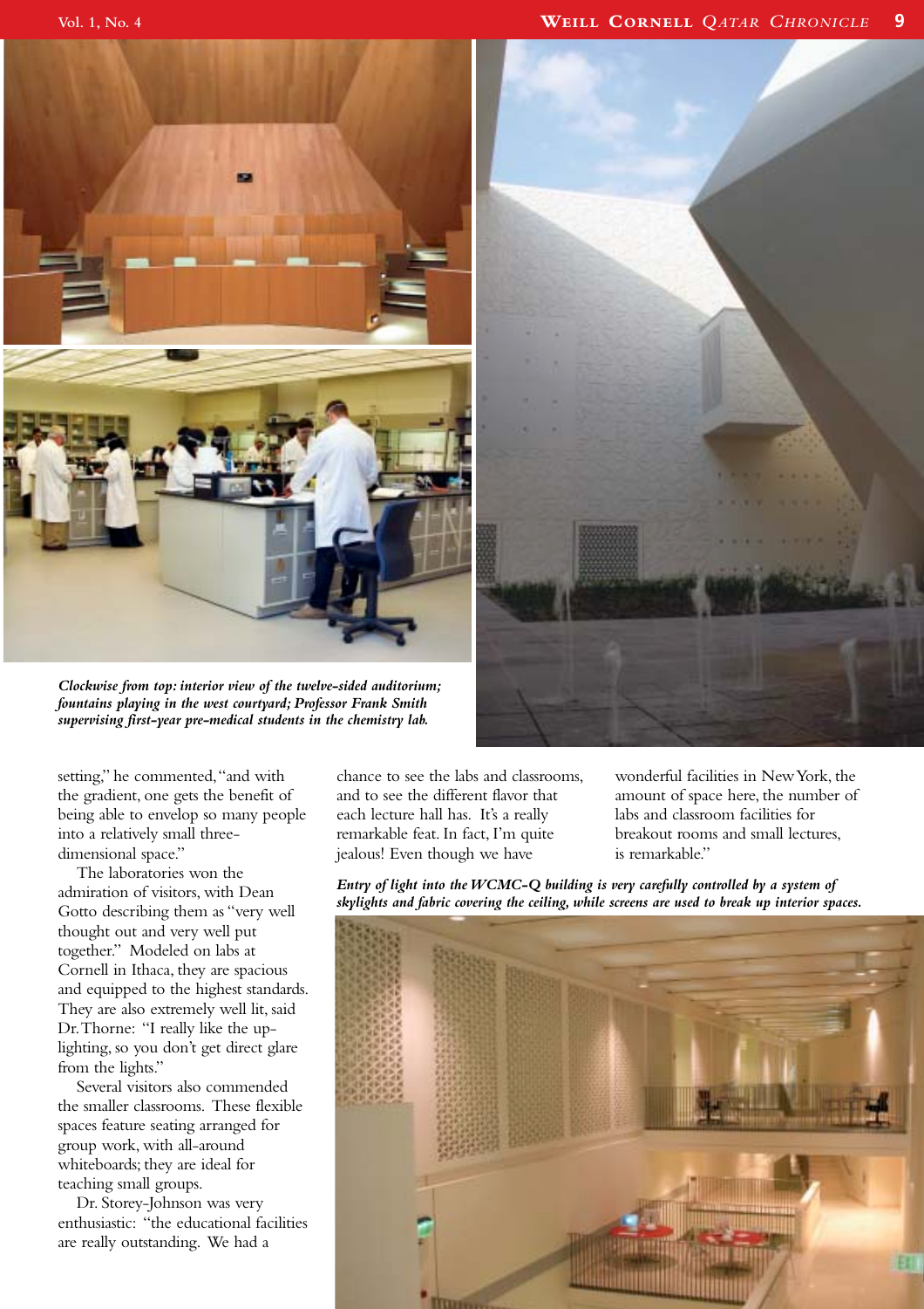*Clockwise from top: interior view of the twelve-sided auditorium; fountains playing in the west courtyard; Professor Frank Smith supervising first-year pre-medical students in the chemistry lab.*

setting," he commented, "and with the gradient, one gets the benefit of being able to envelop so many people into a relatively small three-dimensional space."

The laboratories won the admiration of visitors, with Dean Gotto describing them as "very well thought out and very well put together." Modeled on labs at Cornell in Ithaca, they are spacious and equipped to the highest standards. They are also extremely well lit, said Dr. Thorne: "I really like the up-lighting, so you don't get direct glare from the lights."

Several visitors also commended the smaller classrooms. These flexible spaces feature seating arranged for group work, with all-around whiteboards; they are ideal for teaching small groups.

Dr. Storey-Johnson was very enthusiastic: "the educational facilities are really outstanding. We had a chance to see the labs and classrooms, and to see the different flavor that each lecture hall has. It's a really remarkable feat. In fact, I'm quite jealous! Even though we have wonderful facilities in New York, the amount of space here, the number of labs and classroom facilities for breakout rooms and small lectures, is remarkable."

*Entry of light into the WCMC-Q building is very carefully controlled by a system of skylights and fabric covering the ceiling, while screens are used to break up interior spaces.*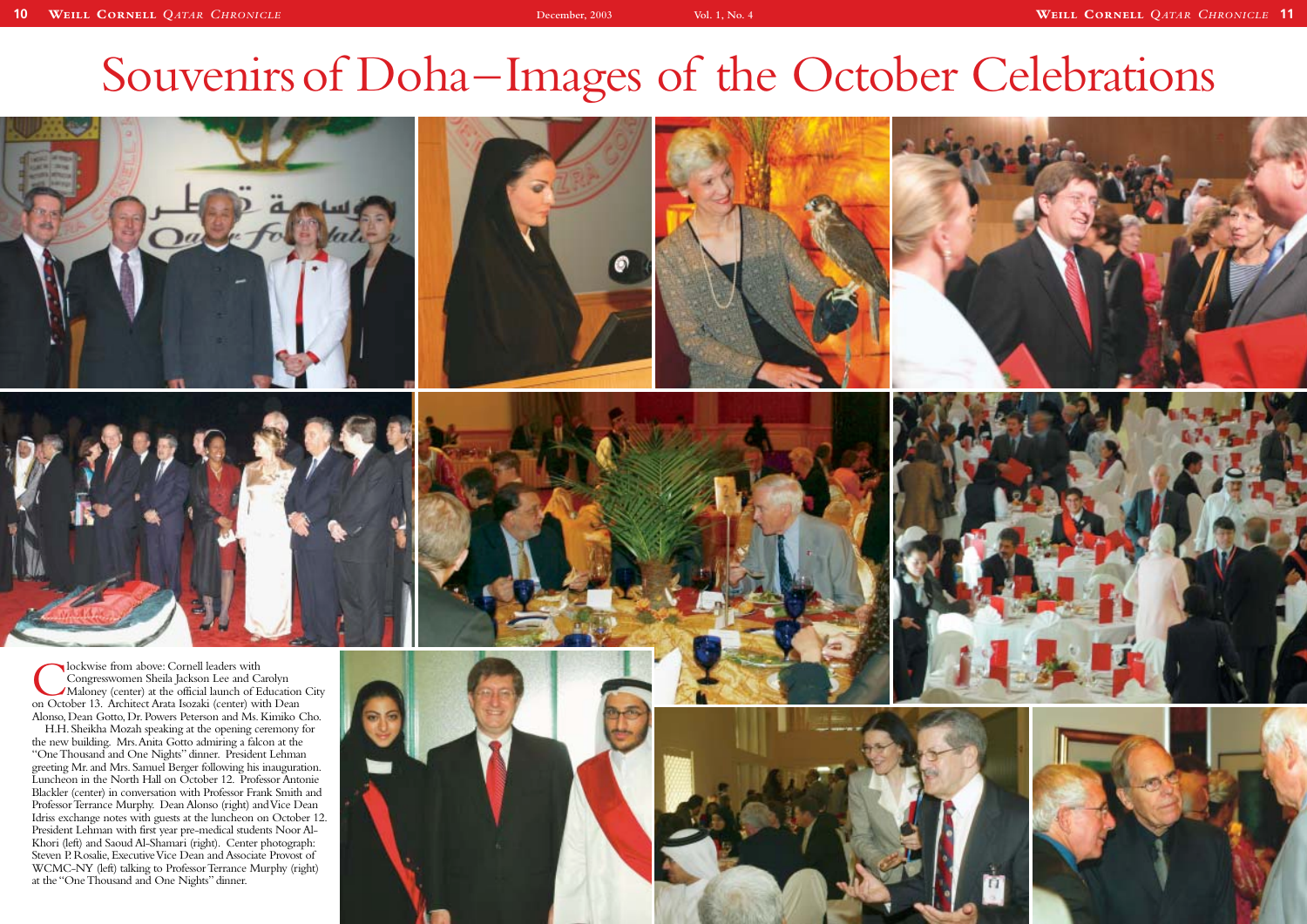# Souvenirs of Doha–Images of the October Celebrations

Clockwise from above: Cornell leaders with Congresswomen Sheila Jackson Lee and Carolyn Maloney (center) at the official launch of Education City on October 13. Architect Arata Isozaki (center) with Dean Alonso, Dean Gotto, Dr. Powers Peterson and Ms. Kimiko Cho. H.H. Sheikha Mozah speaking at the opening ceremony for the new building. Mrs. Anita Gotto admiring a falcon at the "One Thousand and One Nights" dinner. President Lehman greeting Mr. and Mrs. Samuel Berger following his inauguration. Luncheon in the North Hall on October 12. Professor Antonie Blackler (center) in conversation with Professor Frank Smith and Professor Terrance Murphy. Dean Alonso (right) and Vice Dean Idriss exchange notes with guests at the luncheon on October 12. President Lehman with first year pre-medical students Noor Al-Khori (left) and Saoud Al-Shamari (right). Center photograph: Steven P. Rosalie, Executive Vice Dean and Associate Provost of WCMC-NY (left) talking to Professor Terrance Murphy (right) at the "One Thousand and One Nights" dinner.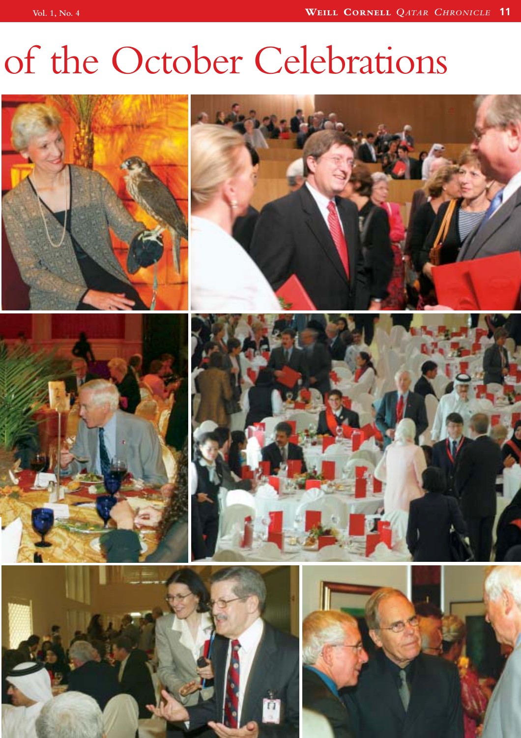# of the October Celebrations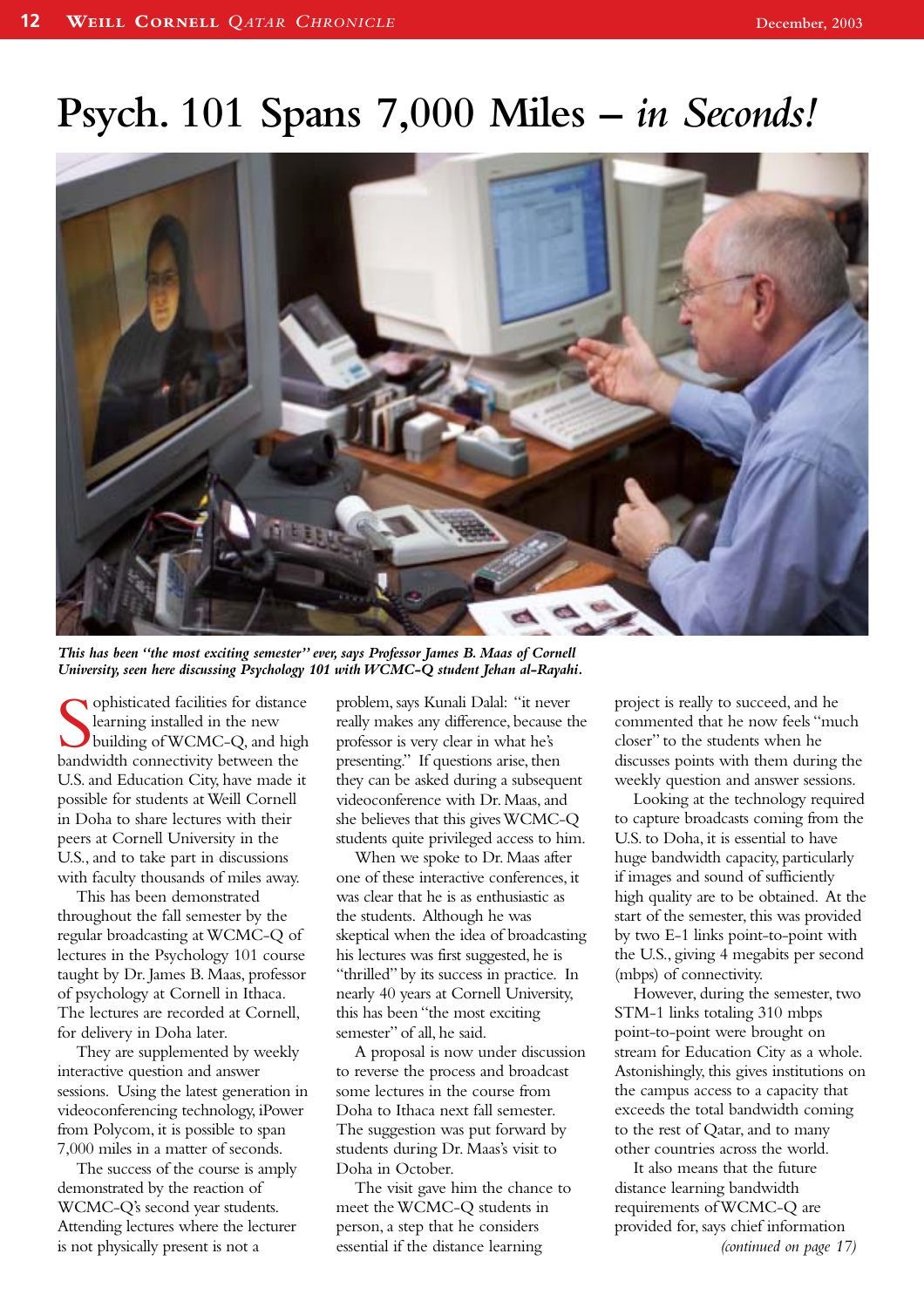# Psych. 101 Spans 7,000 Miles – *in Seconds!*

***This has been "the most exciting semester" ever, says Professor James B. Maas of Cornell University, seen here discussing Psychology 101 with WCMC-Q student Jehan al-Rayahi.***

Sophisticated facilities for distance learning installed in the new building of WCMC-Q, and high bandwidth connectivity between the U.S. and Education City, have made it possible for students at Weill Cornell in Doha to share lectures with their peers at Cornell University in the U.S., and to take part in discussions with faculty thousands of miles away.

This has been demonstrated throughout the fall semester by the regular broadcasting at WCMC-Q of lectures in the Psychology 101 course taught by Dr. James B. Maas, professor of psychology at Cornell in Ithaca. The lectures are recorded at Cornell, for delivery in Doha later.

They are supplemented by weekly interactive question and answer sessions. Using the latest generation in videoconferencing technology, iPower from Polycom, it is possible to span 7,000 miles in a matter of seconds.

The success of the course is amply demonstrated by the reaction of WCMC-Q's second year students. Attending lectures where the lecturer is not physically present is not a problem, says Kunali Dalal: "it never really makes any difference, because the professor is very clear in what he's presenting." If questions arise, then they can be asked during a subsequent videoconference with Dr. Maas, and she believes that this gives WCMC-Q students quite privileged access to him.

When we spoke to Dr. Maas after one of these interactive conferences, it was clear that he is as enthusiastic as the students. Although he was skeptical when the idea of broadcasting his lectures was first suggested, he is "thrilled" by its success in practice. In nearly 40 years at Cornell University, this has been "the most exciting semester" of all, he said.

A proposal is now under discussion to reverse the process and broadcast some lectures in the course from Doha to Ithaca next fall semester. The suggestion was put forward by students during Dr. Maas's visit to Doha in October.

The visit gave him the chance to meet the WCMC-Q students in person, a step that he considers essential if the distance learning project is really to succeed, and he commented that he now feels "much closer" to the students when he discusses points with them during the weekly question and answer sessions.

Looking at the technology required to capture broadcasts coming from the U.S. to Doha, it is essential to have huge bandwidth capacity, particularly if images and sound of sufficiently high quality are to be obtained. At the start of the semester, this was provided by two E-1 links point-to-point with the U.S., giving 4 megabits per second (mbps) of connectivity.

However, during the semester, two STM-1 links totaling 310 mbps point-to-point were brought on stream for Education City as a whole. Astonishingly, this gives institutions on the campus access to a capacity that exceeds the total bandwidth coming to the rest of Qatar, and to many other countries across the world.

It also means that the future distance learning bandwidth requirements of WCMC-Q are provided for, says chief information

*(continued on page 17)*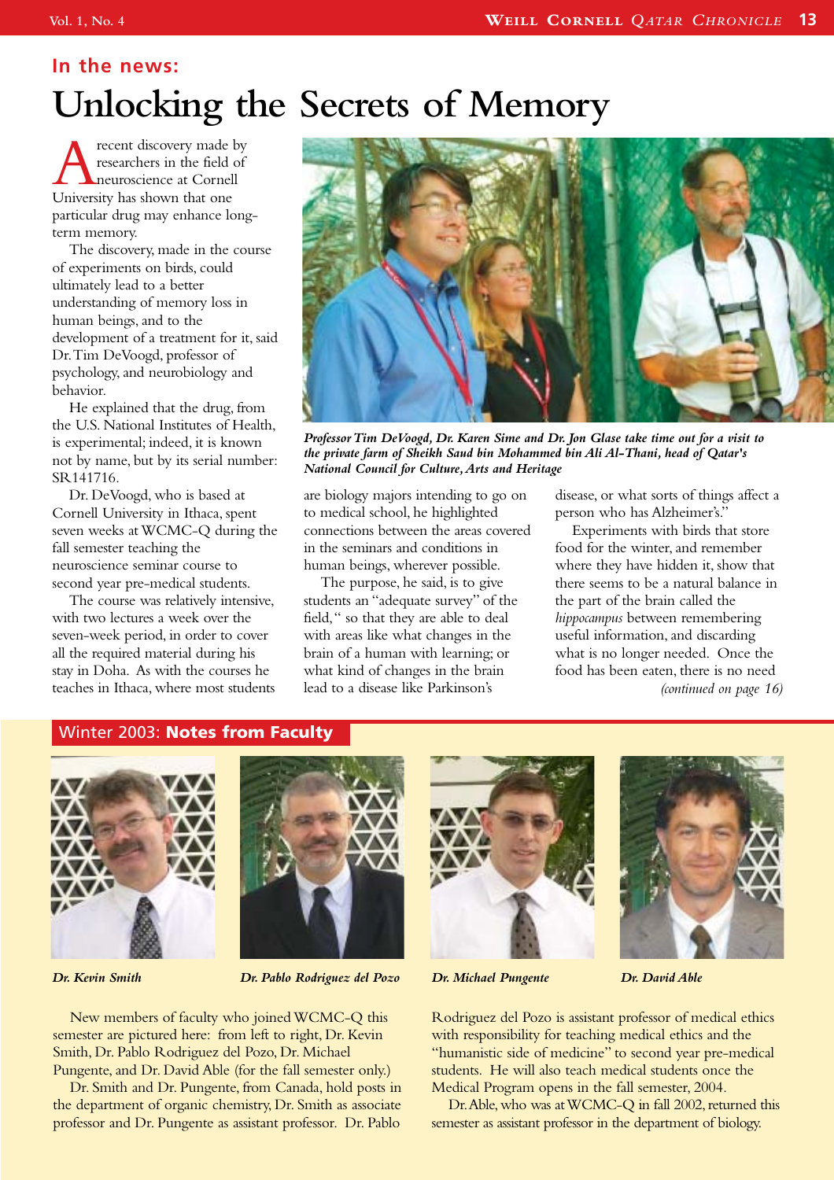## In the news:

# Unlocking the Secrets of Memory

A recent discovery made by researchers in the field of neuroscience at Cornell University has shown that one particular drug may enhance long-term memory.

The discovery, made in the course of experiments on birds, could ultimately lead to a better understanding of memory loss in human beings, and to the development of a treatment for it, said Dr. Tim DeVoogd, professor of psychology, and neurobiology and behavior.

He explained that the drug, from the U.S. National Institutes of Health, is experimental; indeed, it is known not by name, but by its serial number: SR141716.

Dr. DeVoogd, who is based at Cornell University in Ithaca, spent seven weeks at WCMC-Q during the fall semester teaching the neuroscience seminar course to second year pre-medical students.

The course was relatively intensive, with two lectures a week over the seven-week period, in order to cover all the required material during his stay in Doha. As with the courses he teaches in Ithaca, where most students are biology majors intending to go on to medical school, he highlighted connections between the areas covered in the seminars and conditions in human beings, wherever possible.

The purpose, he said, is to give students an "adequate survey" of the field," so that they are able to deal with areas like what changes in the brain of a human with learning; or what kind of changes in the brain lead to a disease like Parkinson's disease, or what sorts of things affect a person who has Alzheimer's."

*Professor Tim DeVoogd, Dr. Karen Sime and Dr. Jon Glase take time out for a visit to the private farm of Sheikh Saud bin Mohammed bin Ali Al-Thani, head of Qatar's National Council for Culture, Arts and Heritage*

Experiments with birds that store food for the winter, and remember where they have hidden it, show that there seems to be a natural balance in the part of the brain called the *hippocampus* between remembering useful information, and discarding what is no longer needed. Once the food has been eaten, there is no need

*(continued on page 16)*

## Winter 2003: Notes from Faculty

*Dr. Kevin Smith*

*Dr. Pablo Rodriguez del Pozo*

*Dr. Michael Pungente*

*Dr. David Able*

New members of faculty who joined WCMC-Q this semester are pictured here: from left to right, Dr. Kevin Smith, Dr. Pablo Rodriguez del Pozo, Dr. Michael Pungente, and Dr. David Able (for the fall semester only.)

Dr. Smith and Dr. Pungente, from Canada, hold posts in the department of organic chemistry, Dr. Smith as associate professor and Dr. Pungente as assistant professor. Dr. Pablo Rodriguez del Pozo is assistant professor of medical ethics with responsibility for teaching medical ethics and the "humanistic side of medicine" to second year pre-medical students. He will also teach medical students once the Medical Program opens in the fall semester, 2004.

Dr. Able, who was at WCMC-Q in fall 2002, returned this semester as assistant professor in the department of biology.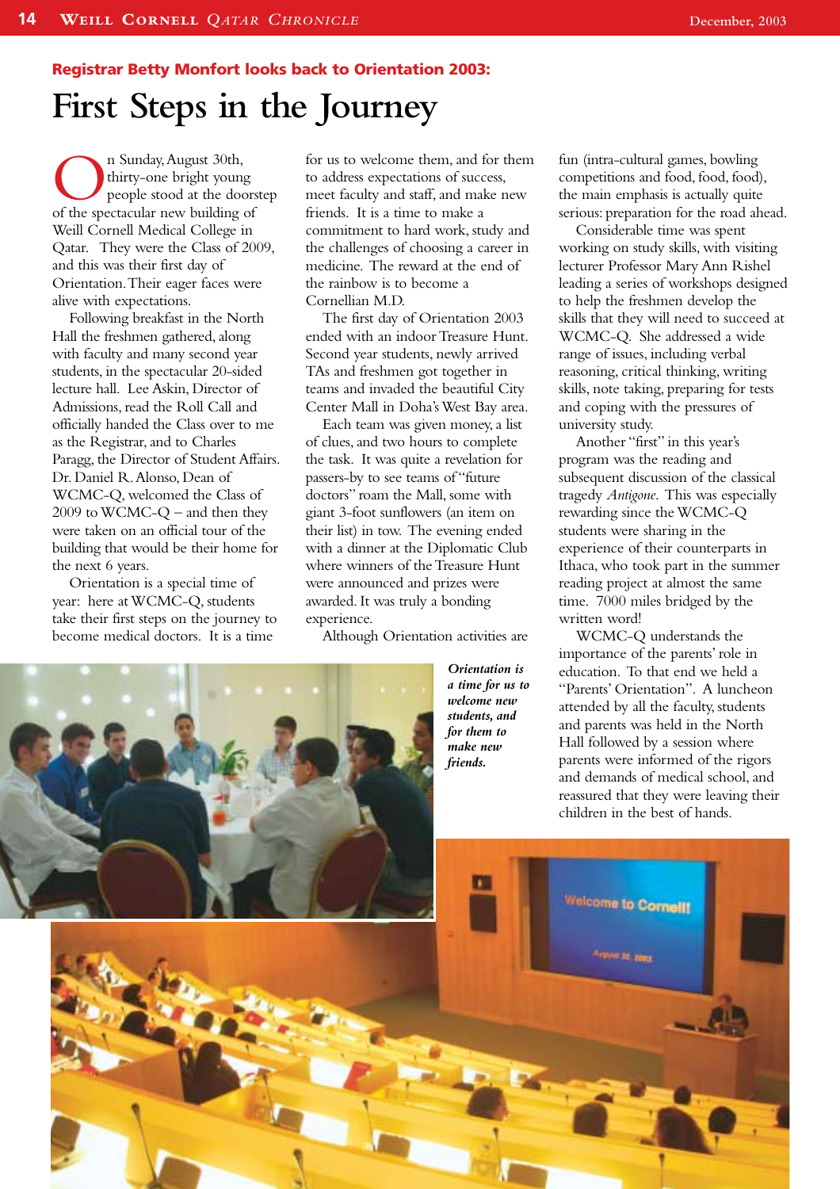**Registrar Betty Monfort looks back to Orientation 2003:**

# First Steps in the Journey

On Sunday, August 30th, thirty-one bright young people stood at the doorstep of the spectacular new building of Weill Cornell Medical College in Qatar. They were the Class of 2009, and this was their first day of Orientation. Their eager faces were alive with expectations.

Following breakfast in the North Hall the freshmen gathered, along with faculty and many second year students, in the spectacular 20-sided lecture hall. Lee Askin, Director of Admissions, read the Roll Call and officially handed the Class over to me as the Registrar, and to Charles Paragg, the Director of Student Affairs. Dr. Daniel R. Alonso, Dean of WCMC-Q, welcomed the Class of 2009 to WCMC-Q – and then they were taken on an official tour of the building that would be their home for the next 6 years.

Orientation is a special time of year: here at WCMC-Q, students take their first steps on the journey to become medical doctors. It is a time for us to welcome them, and for them to address expectations of success, meet faculty and staff, and make new friends. It is a time to make a commitment to hard work, study and the challenges of choosing a career in medicine. The reward at the end of the rainbow is to become a Cornellian M.D.

The first day of Orientation 2003 ended with an indoor Treasure Hunt. Second year students, newly arrived TAs and freshmen got together in teams and invaded the beautiful City Center Mall in Doha's West Bay area.

Each team was given money, a list of clues, and two hours to complete the task. It was quite a revelation for passers-by to see teams of "future doctors" roam the Mall, some with giant 3-foot sunflowers (an item on their list) in tow. The evening ended with a dinner at the Diplomatic Club where winners of the Treasure Hunt were announced and prizes were awarded. It was truly a bonding experience.

Although Orientation activities are fun (intra-cultural games, bowling competitions and food, food, food), the main emphasis is actually quite serious: preparation for the road ahead.

Considerable time was spent working on study skills, with visiting lecturer Professor Mary Ann Rishel leading a series of workshops designed to help the freshmen develop the skills that they will need to succeed at WCMC-Q. She addressed a wide range of issues, including verbal reasoning, critical thinking, writing skills, note taking, preparing for tests and coping with the pressures of university study.

Another "first" in this year's program was the reading and subsequent discussion of the classical tragedy *Antigone*. This was especially rewarding since the WCMC-Q students were sharing in the experience of their counterparts in Ithaca, who took part in the summer reading project at almost the same time. 7000 miles bridged by the written word!

WCMC-Q understands the importance of the parents' role in education. To that end we held a "Parents' Orientation". A luncheon attended by all the faculty, students and parents was held in the North Hall followed by a session where parents were informed of the rigors and demands of medical school, and reassured that they were leaving their children in the best of hands.

***Orientation is a time for us to welcome new students, and for them to make new friends.***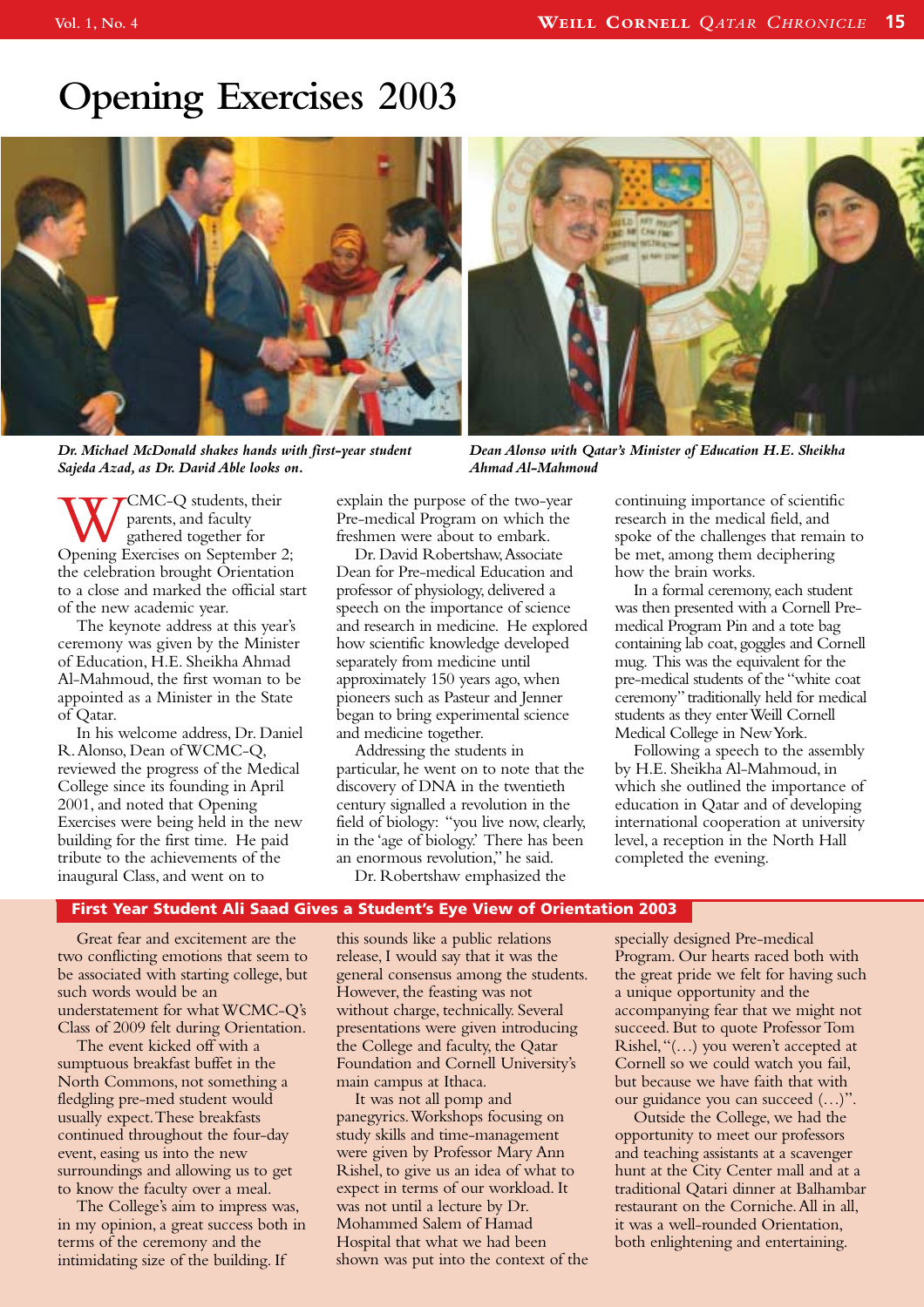# Opening Exercises 2003

*Dr. Michael McDonald shakes hands with first-year student Sajeda Azad, as Dr. David Able looks on.*

*Dean Alonso with Qatar's Minister of Education H.E. Sheikha Ahmad Al-Mahmoud*

WCMC-Q students, their parents, and faculty gathered together for Opening Exercises on September 2; the celebration brought Orientation to a close and marked the official start of the new academic year.

The keynote address at this year's ceremony was given by the Minister of Education, H.E. Sheikha Ahmad Al-Mahmoud, the first woman to be appointed as a Minister in the State of Qatar.

In his welcome address, Dr. Daniel R. Alonso, Dean of WCMC-Q, reviewed the progress of the Medical College since its founding in April 2001, and noted that Opening Exercises were being held in the new building for the first time. He paid tribute to the achievements of the inaugural Class, and went on to explain the purpose of the two-year Pre-medical Program on which the freshmen were about to embark.

Dr. David Robertshaw, Associate Dean for Pre-medical Education and professor of physiology, delivered a speech on the importance of science and research in medicine. He explored how scientific knowledge developed separately from medicine until approximately 150 years ago, when pioneers such as Pasteur and Jenner began to bring experimental science and medicine together.

Addressing the students in particular, he went on to note that the discovery of DNA in the twentieth century signalled a revolution in the field of biology: "you live now, clearly, in the 'age of biology.' There has been an enormous revolution," he said.

Dr. Robertshaw emphasized the continuing importance of scientific research in the medical field, and spoke of the challenges that remain to be met, among them deciphering how the brain works.

In a formal ceremony, each student was then presented with a Cornell Pre-medical Program Pin and a tote bag containing lab coat, goggles and Cornell mug. This was the equivalent for the pre-medical students of the "white coat ceremony" traditionally held for medical students as they enter Weill Cornell Medical College in New York.

Following a speech to the assembly by H.E. Sheikha Al-Mahmoud, in which she outlined the importance of education in Qatar and of developing international cooperation at university level, a reception in the North Hall completed the evening.

## First Year Student Ali Saad Gives a Student's Eye View of Orientation 2003

Great fear and excitement are the two conflicting emotions that seem to be associated with starting college, but such words would be an understatement for what WCMC-Q's Class of 2009 felt during Orientation.

The event kicked off with a sumptuous breakfast buffet in the North Commons, not something a fledgling pre-med student would usually expect. These breakfasts continued throughout the four-day event, easing us into the new surroundings and allowing us to get to know the faculty over a meal.

The College's aim to impress was, in my opinion, a great success both in terms of the ceremony and the intimidating size of the building. If this sounds like a public relations release, I would say that it was the general consensus among the students. However, the feasting was not without charge, technically. Several presentations were given introducing the College and faculty, the Qatar Foundation and Cornell University's main campus at Ithaca.

It was not all pomp and panegyrics. Workshops focusing on study skills and time-management were given by Professor Mary Ann Rishel, to give us an idea of what to expect in terms of our workload. It was not until a lecture by Dr. Mohammed Salem of Hamad Hospital that what we had been shown was put into the context of the specially designed Pre-medical Program. Our hearts raced both with the great pride we felt for having such a unique opportunity and the accompanying fear that we might not succeed. But to quote Professor Tom Rishel, "(…) you weren't accepted at Cornell so we could watch you fail, but because we have faith that with our guidance you can succeed (…)".

Outside the College, we had the opportunity to meet our professors and teaching assistants at a scavenger hunt at the City Center mall and at a traditional Qatari dinner at Balhambar restaurant on the Corniche. All in all, it was a well-rounded Orientation, both enlightening and entertaining.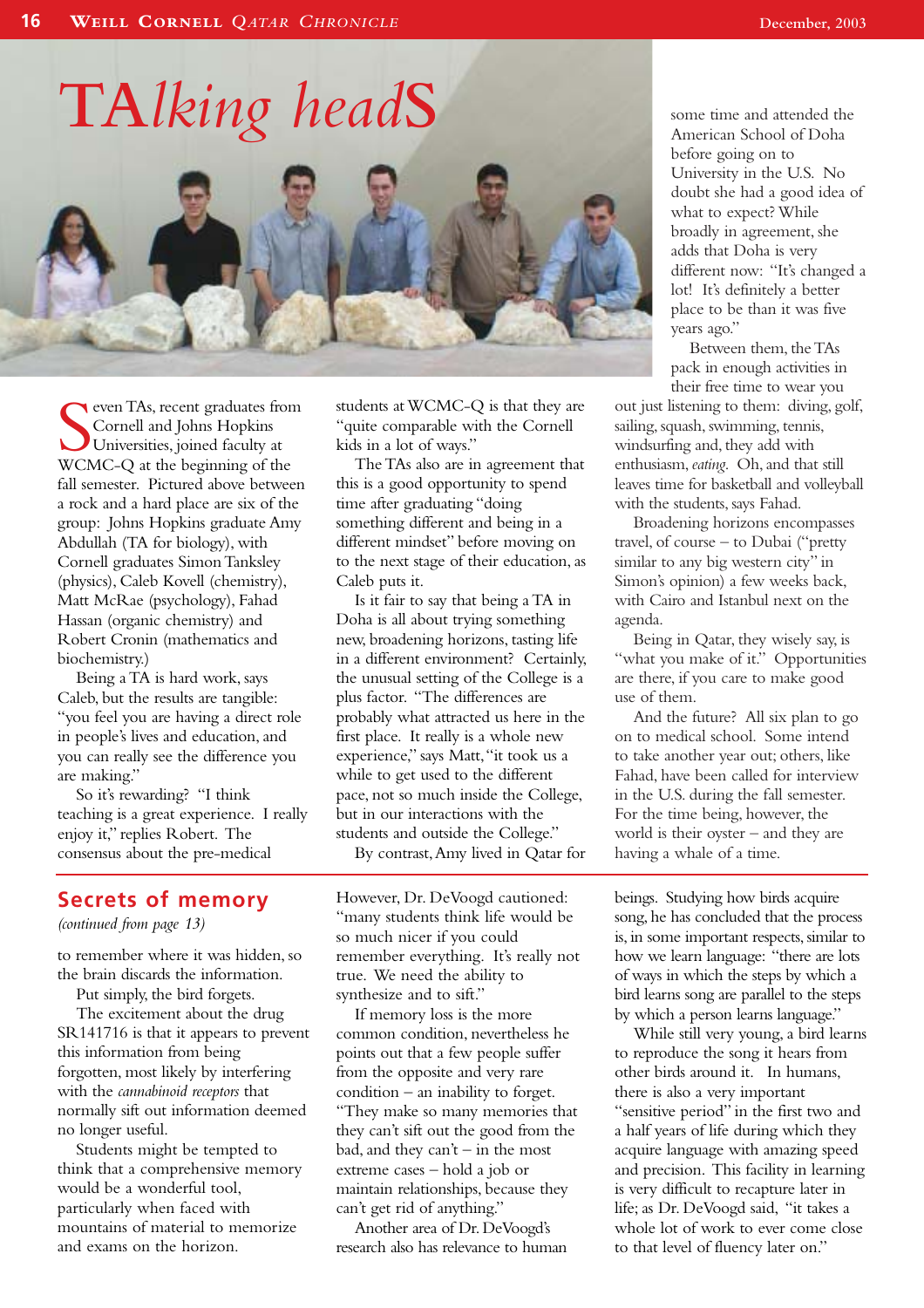# TAlking headS

Seven TAs, recent graduates from Cornell and Johns Hopkins Universities, joined faculty at WCMC-Q at the beginning of the fall semester. Pictured above between a rock and a hard place are six of the group: Johns Hopkins graduate Amy Abdullah (TA for biology), with Cornell graduates Simon Tanksley (physics), Caleb Kovell (chemistry), Matt McRae (psychology), Fahad Hassan (organic chemistry) and Robert Cronin (mathematics and biochemistry.)

Being a TA is hard work, says Caleb, but the results are tangible: "you feel you are having a direct role in people's lives and education, and you can really see the difference you are making."

So it's rewarding? "I think teaching is a great experience. I really enjoy it," replies Robert. The consensus about the pre-medical students at WCMC-Q is that they are "quite comparable with the Cornell kids in a lot of ways."

The TAs also are in agreement that this is a good opportunity to spend time after graduating "doing something different and being in a different mindset" before moving on to the next stage of their education, as Caleb puts it.

Is it fair to say that being a TA in Doha is all about trying something new, broadening horizons, tasting life in a different environment? Certainly, the unusual setting of the College is a plus factor. "The differences are probably what attracted us here in the first place. It really is a whole new experience," says Matt, "it took us a while to get used to the different pace, not so much inside the College, but in our interactions with the students and outside the College."

By contrast, Amy lived in Qatar for some time and attended the American School of Doha before going on to University in the U.S. No doubt she had a good idea of what to expect? While broadly in agreement, she adds that Doha is very different now: "It's changed a lot! It's definitely a better place to be than it was five years ago."

Between them, the TAs pack in enough activities in their free time to wear you out just listening to them: diving, golf, sailing, squash, swimming, tennis, windsurfing and, they add with enthusiasm, *eating*. Oh, and that still leaves time for basketball and volleyball with the students, says Fahad.

Broadening horizons encompasses travel, of course – to Dubai ("pretty similar to any big western city" in Simon's opinion) a few weeks back, with Cairo and Istanbul next on the agenda.

Being in Qatar, they wisely say, is "what you make of it." Opportunities are there, if you care to make good use of them.

And the future? All six plan to go on to medical school. Some intend to take another year out; others, like Fahad, have been called for interview in the U.S. during the fall semester. For the time being, however, the world is their oyster – and they are having a whale of a time.

## Secrets of memory

*(continued from page 13)*

to remember where it was hidden, so the brain discards the information.

Put simply, the bird forgets.

The excitement about the drug SR141716 is that it appears to prevent this information from being forgotten, most likely by interfering with the *cannabinoid receptors* that normally sift out information deemed no longer useful.

Students might be tempted to think that a comprehensive memory would be a wonderful tool, particularly when faced with mountains of material to memorize and exams on the horizon. However, Dr. DeVoogd cautioned: "many students think life would be so much nicer if you could remember everything. It's really not true. We need the ability to synthesize and to sift."

If memory loss is the more common condition, nevertheless he points out that a few people suffer from the opposite and very rare condition – an inability to forget. "They make so many memories that they can't sift out the good from the bad, and they can't – in the most extreme cases – hold a job or maintain relationships, because they can't get rid of anything."

Another area of Dr. DeVoogd's research also has relevance to human beings. Studying how birds acquire song, he has concluded that the process is, in some important respects, similar to how we learn language: "there are lots of ways in which the steps by which a bird learns song are parallel to the steps by which a person learns language."

While still very young, a bird learns to reproduce the song it hears from other birds around it. In humans, there is also a very important "sensitive period" in the first two and a half years of life during which they acquire language with amazing speed and precision. This facility in learning is very difficult to recapture later in life; as Dr. DeVoogd said, "it takes a whole lot of work to ever come close to that level of fluency later on."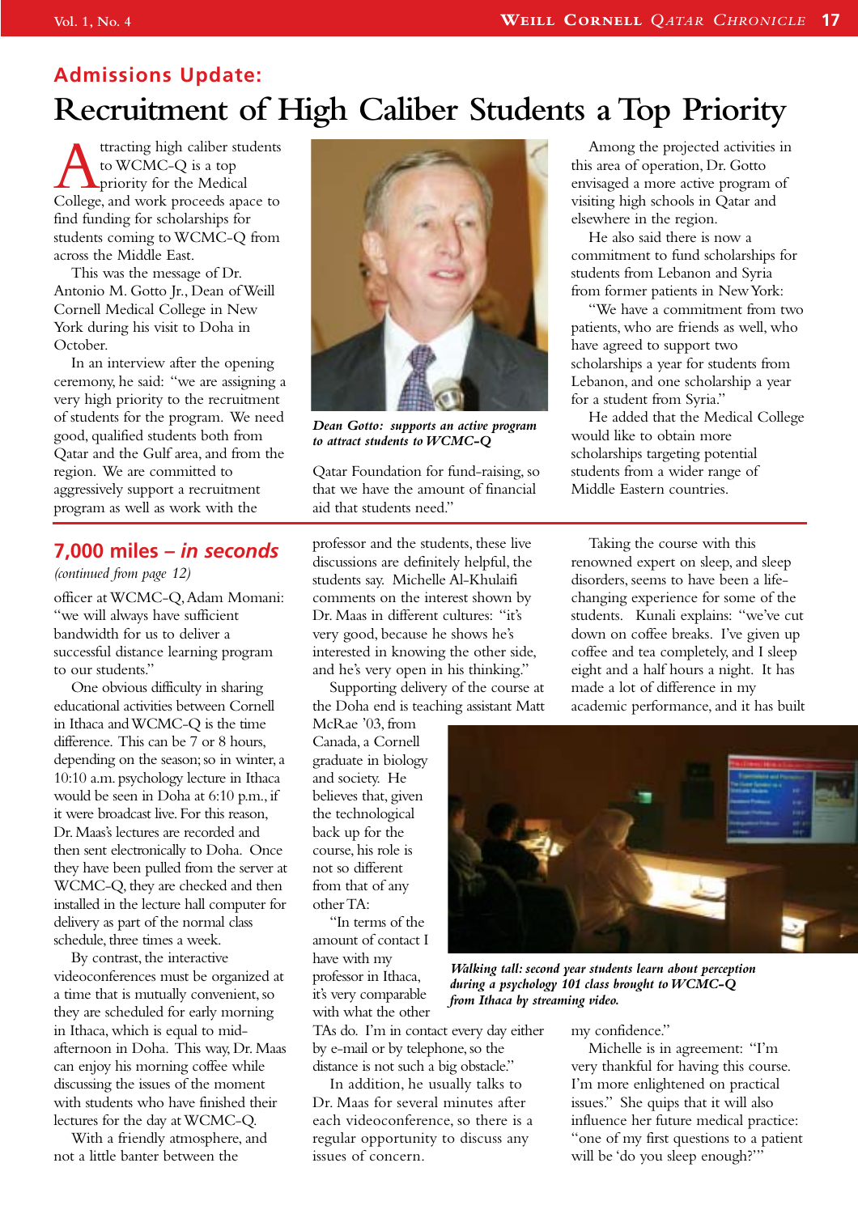## Admissions Update:

# Recruitment of High Caliber Students a Top Priority

Attracting high caliber students to WCMC-Q is a top priority for the Medical College, and work proceeds apace to find funding for scholarships for students coming to WCMC-Q from across the Middle East.

This was the message of Dr. Antonio M. Gotto Jr., Dean of Weill Cornell Medical College in New York during his visit to Doha in October.

In an interview after the opening ceremony, he said: "we are assigning a very high priority to the recruitment of students for the program. We need good, qualified students both from Qatar and the Gulf area, and from the region. We are committed to aggressively support a recruitment program as well as work with the Qatar Foundation for fund-raising, so that we have the amount of financial aid that students need."

*Dean Gotto: supports an active program to attract students to WCMC-Q*

Among the projected activities in this area of operation, Dr. Gotto envisaged a more active program of visiting high schools in Qatar and elsewhere in the region.

He also said there is now a commitment to fund scholarships for students from Lebanon and Syria from former patients in New York:

"We have a commitment from two patients, who are friends as well, who have agreed to support two scholarships a year for students from Lebanon, and one scholarship a year for a student from Syria."

He added that the Medical College would like to obtain more scholarships targeting potential students from a wider range of Middle Eastern countries.

## 7,000 miles – *in seconds*

*(continued from page 12)*

officer at WCMC-Q, Adam Momani: "we will always have sufficient bandwidth for us to deliver a successful distance learning program to our students."

One obvious difficulty in sharing educational activities between Cornell in Ithaca and WCMC-Q is the time difference. This can be 7 or 8 hours, depending on the season; so in winter, a 10:10 a.m. psychology lecture in Ithaca would be seen in Doha at 6:10 p.m., if it were broadcast live. For this reason, Dr. Maas's lectures are recorded and then sent electronically to Doha. Once they have been pulled from the server at WCMC-Q, they are checked and then installed in the lecture hall computer for delivery as part of the normal class schedule, three times a week.

By contrast, the interactive videoconferences must be organized at a time that is mutually convenient, so they are scheduled for early morning in Ithaca, which is equal to mid-afternoon in Doha. This way, Dr. Maas can enjoy his morning coffee while discussing the issues of the moment with students who have finished their lectures for the day at WCMC-Q.

With a friendly atmosphere, and not a little banter between the professor and the students, these live discussions are definitely helpful, the students say. Michelle Al-Khulaifi comments on the interest shown by Dr. Maas in different cultures: "it's very good, because he shows he's interested in knowing the other side, and he's very open in his thinking."

Supporting delivery of the course at the Doha end is teaching assistant Matt McRae '03, from Canada, a Cornell graduate in biology and society. He believes that, given the technological back up for the course, his role is not so different from that of any other TA:

"In terms of the amount of contact I have with my professor in Ithaca, it's very comparable with what the other TAs do. I'm in contact every day either by e-mail or by telephone, so the distance is not such a big obstacle."

In addition, he usually talks to Dr. Maas for several minutes after each videoconference, so there is a regular opportunity to discuss any issues of concern.

Taking the course with this renowned expert on sleep, and sleep disorders, seems to have been a life-changing experience for some of the students. Kunali explains: "we've cut down on coffee breaks. I've given up coffee and tea completely, and I sleep eight and a half hours a night. It has made a lot of difference in my academic performance, and it has built my confidence."

*Walking tall: second year students learn about perception during a psychology 101 class brought to WCMC-Q from Ithaca by streaming video.*

Michelle is in agreement: "I'm very thankful for having this course. I'm more enlightened on practical issues." She quips that it will also influence her future medical practice: "one of my first questions to a patient will be 'do you sleep enough?'"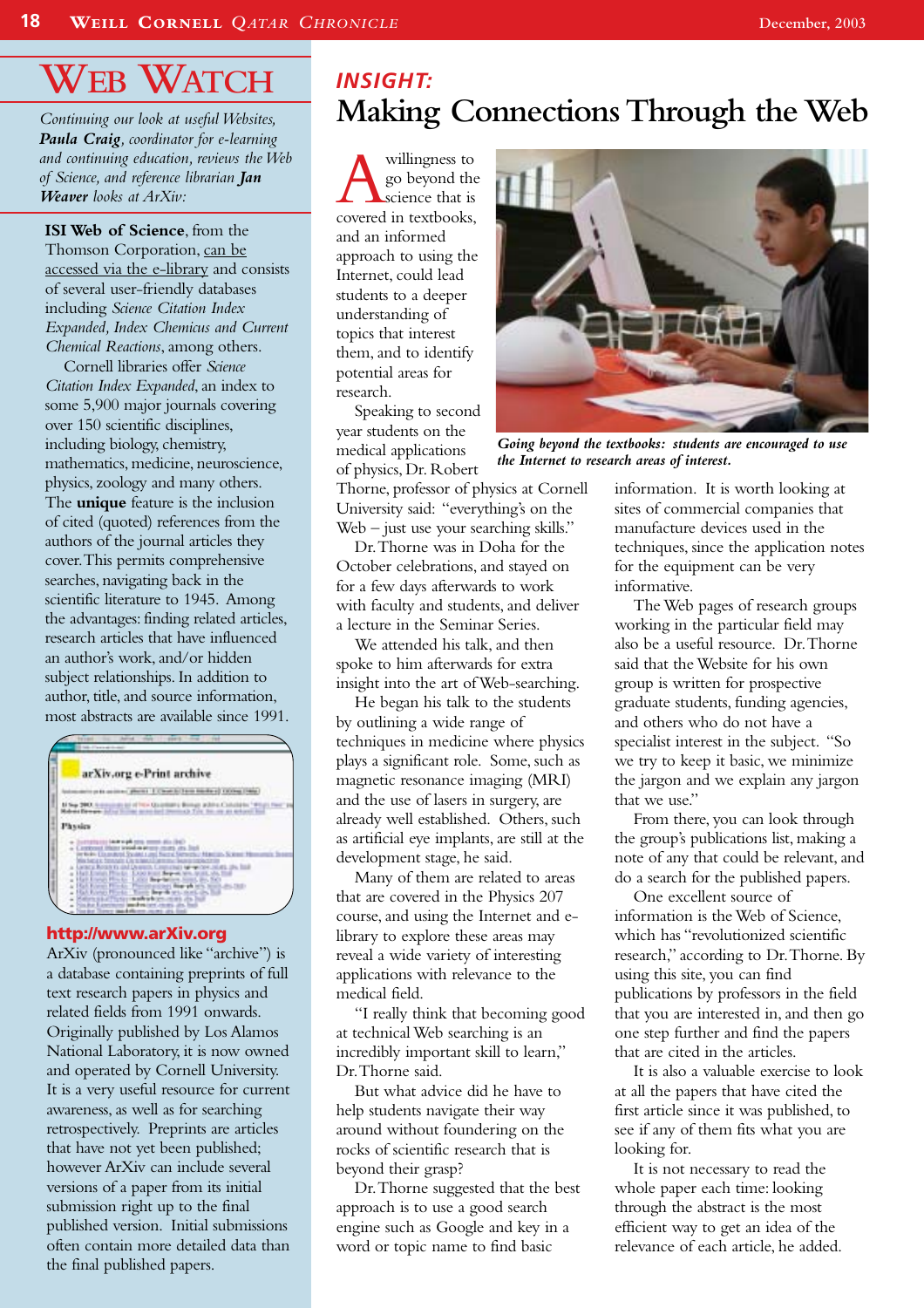# WEB WATCH

*Continuing our look at useful Websites, **Paula Craig**, coordinator for e-learning and continuing education, reviews the Web of Science, and reference librarian **Jan Weaver** looks at ArXiv:*

**ISI Web of Science**, from the Thomson Corporation, can be accessed via the e-library and consists of several user-friendly databases including *Science Citation Index Expanded, Index Chemicus and Current Chemical Reactions*, among others.

Cornell libraries offer *Science Citation Index Expanded*, an index to some 5,900 major journals covering over 150 scientific disciplines, including biology, chemistry, mathematics, medicine, neuroscience, physics, zoology and many others. The **unique** feature is the inclusion of cited (quoted) references from the authors of the journal articles they cover. This permits comprehensive searches, navigating back in the scientific literature to 1945. Among the advantages: finding related articles, research articles that have influenced an author's work, and/or hidden subject relationships. In addition to author, title, and source information, most abstracts are available since 1991.

**http://www.arXiv.org**

ArXiv (pronounced like "archive") is a database containing preprints of full text research papers in physics and related fields from 1991 onwards. Originally published by Los Alamos National Laboratory, it is now owned and operated by Cornell University. It is a very useful resource for current awareness, as well as for searching retrospectively. Preprints are articles that have not yet been published; however ArXiv can include several versions of a paper from its initial submission right up to the final published version. Initial submissions often contain more detailed data than the final published papers.

## *INSIGHT:*

# Making Connections Through the Web

A willingness to go beyond the science that is covered in textbooks, and an informed approach to using the Internet, could lead students to a deeper understanding of topics that interest them, and to identify potential areas for research.

Speaking to second year students on the medical applications of physics, Dr. Robert Thorne, professor of physics at Cornell University said: "everything's on the Web – just use your searching skills."

*Going beyond the textbooks: students are encouraged to use the Internet to research areas of interest.*

Dr. Thorne was in Doha for the October celebrations, and stayed on for a few days afterwards to work with faculty and students, and deliver a lecture in the Seminar Series.

We attended his talk, and then spoke to him afterwards for extra insight into the art of Web-searching.

He began his talk to the students by outlining a wide range of techniques in medicine where physics plays a significant role. Some, such as magnetic resonance imaging (MRI) and the use of lasers in surgery, are already well established. Others, such as artificial eye implants, are still at the development stage, he said.

Many of them are related to areas that are covered in the Physics 207 course, and using the Internet and e-library to explore these areas may reveal a wide variety of interesting applications with relevance to the medical field.

"I really think that becoming good at technical Web searching is an incredibly important skill to learn," Dr. Thorne said.

But what advice did he have to help students navigate their way around without foundering on the rocks of scientific research that is beyond their grasp?

Dr. Thorne suggested that the best approach is to use a good search engine such as Google and key in a word or topic name to find basic information. It is worth looking at sites of commercial companies that manufacture devices used in the techniques, since the application notes for the equipment can be very informative.

The Web pages of research groups working in the particular field may also be a useful resource. Dr. Thorne said that the Website for his own group is written for prospective graduate students, funding agencies, and others who do not have a specialist interest in the subject. "So we try to keep it basic, we minimize the jargon and we explain any jargon that we use."

From there, you can look through the group's publications list, making a note of any that could be relevant, and do a search for the published papers.

One excellent source of information is the Web of Science, which has "revolutionized scientific research," according to Dr. Thorne. By using this site, you can find publications by professors in the field that you are interested in, and then go one step further and find the papers that are cited in the articles.

It is also a valuable exercise to look at all the papers that have cited the first article since it was published, to see if any of them fits what you are looking for.

It is not necessary to read the whole paper each time: looking through the abstract is the most efficient way to get an idea of the relevance of each article, he added.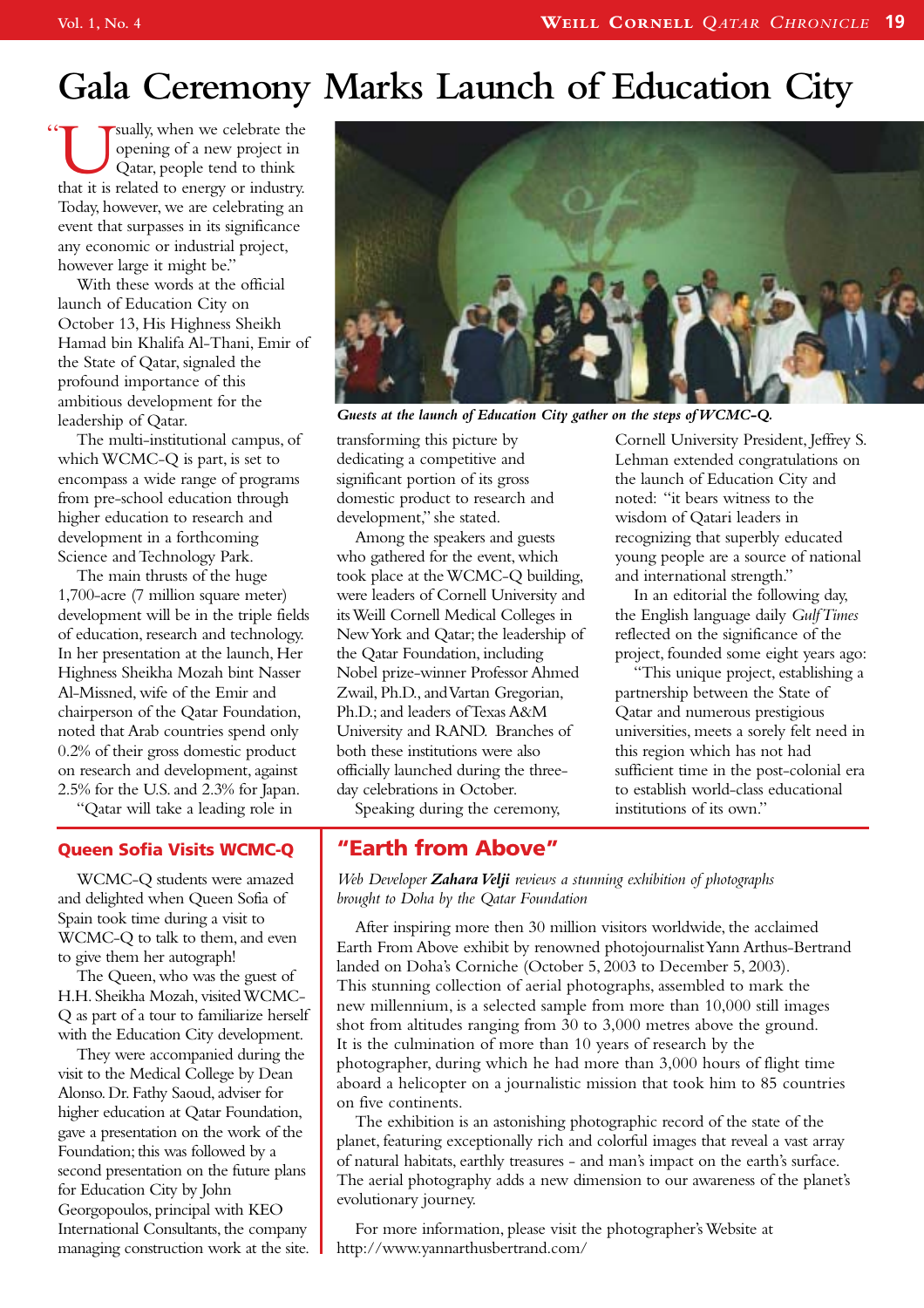# Gala Ceremony Marks Launch of Education City

"Usually, when we celebrate the opening of a new project in Qatar, people tend to think that it is related to energy or industry. Today, however, we are celebrating an event that surpasses in its significance any economic or industrial project, however large it might be."

With these words at the official launch of Education City on October 13, His Highness Sheikh Hamad bin Khalifa Al-Thani, Emir of the State of Qatar, signaled the profound importance of this ambitious development for the leadership of Qatar.

The multi-institutional campus, of which WCMC-Q is part, is set to encompass a wide range of programs from pre-school education through higher education to research and development in a forthcoming Science and Technology Park.

The main thrusts of the huge 1,700-acre (7 million square meter) development will be in the triple fields of education, research and technology. In her presentation at the launch, Her Highness Sheikha Mozah bint Nasser Al-Missned, wife of the Emir and chairperson of the Qatar Foundation, noted that Arab countries spend only 0.2% of their gross domestic product on research and development, against 2.5% for the U.S. and 2.3% for Japan.

"Qatar will take a leading role in transforming this picture by dedicating a competitive and significant portion of its gross domestic product to research and development," she stated.

*Guests at the launch of Education City gather on the steps of WCMC-Q.*

Among the speakers and guests who gathered for the event, which took place at the WCMC-Q building, were leaders of Cornell University and its Weill Cornell Medical Colleges in New York and Qatar; the leadership of the Qatar Foundation, including Nobel prize-winner Professor Ahmed Zwail, Ph.D., and Vartan Gregorian, Ph.D.; and leaders of Texas A&M University and RAND. Branches of both these institutions were also officially launched during the three-day celebrations in October.

Speaking during the ceremony, Cornell University President, Jeffrey S. Lehman extended congratulations on the launch of Education City and noted: "it bears witness to the wisdom of Qatari leaders in recognizing that superbly educated young people are a source of national and international strength."

In an editorial the following day, the English language daily *Gulf Times* reflected on the significance of the project, founded some eight years ago:

"This unique project, establishing a partnership between the State of Qatar and numerous prestigious universities, meets a sorely felt need in this region which has not had sufficient time in the post-colonial era to establish world-class educational institutions of its own."

## Queen Sofia Visits WCMC-Q

WCMC-Q students were amazed and delighted when Queen Sofia of Spain took time during a visit to WCMC-Q to talk to them, and even to give them her autograph!

The Queen, who was the guest of H.H. Sheikha Mozah, visited WCMC-Q as part of a tour to familiarize herself with the Education City development.

They were accompanied during the visit to the Medical College by Dean Alonso. Dr. Fathy Saoud, adviser for higher education at Qatar Foundation, gave a presentation on the work of the Foundation; this was followed by a second presentation on the future plans for Education City by John Georgopoulos, principal with KEO International Consultants, the company managing construction work at the site.

## "Earth from Above"

*Web Developer* ***Zahara Velji*** *reviews a stunning exhibition of photographs brought to Doha by the Qatar Foundation*

After inspiring more then 30 million visitors worldwide, the acclaimed Earth From Above exhibit by renowned photojournalist Yann Arthus-Bertrand landed on Doha's Corniche (October 5, 2003 to December 5, 2003). This stunning collection of aerial photographs, assembled to mark the new millennium, is a selected sample from more than 10,000 still images shot from altitudes ranging from 30 to 3,000 metres above the ground. It is the culmination of more than 10 years of research by the photographer, during which he had more than 3,000 hours of flight time aboard a helicopter on a journalistic mission that took him to 85 countries on five continents.

The exhibition is an astonishing photographic record of the state of the planet, featuring exceptionally rich and colorful images that reveal a vast array of natural habitats, earthly treasures - and man's impact on the earth's surface. The aerial photography adds a new dimension to our awareness of the planet's evolutionary journey.

For more information, please visit the photographer's Website at http://www.yannarthusbertrand.com/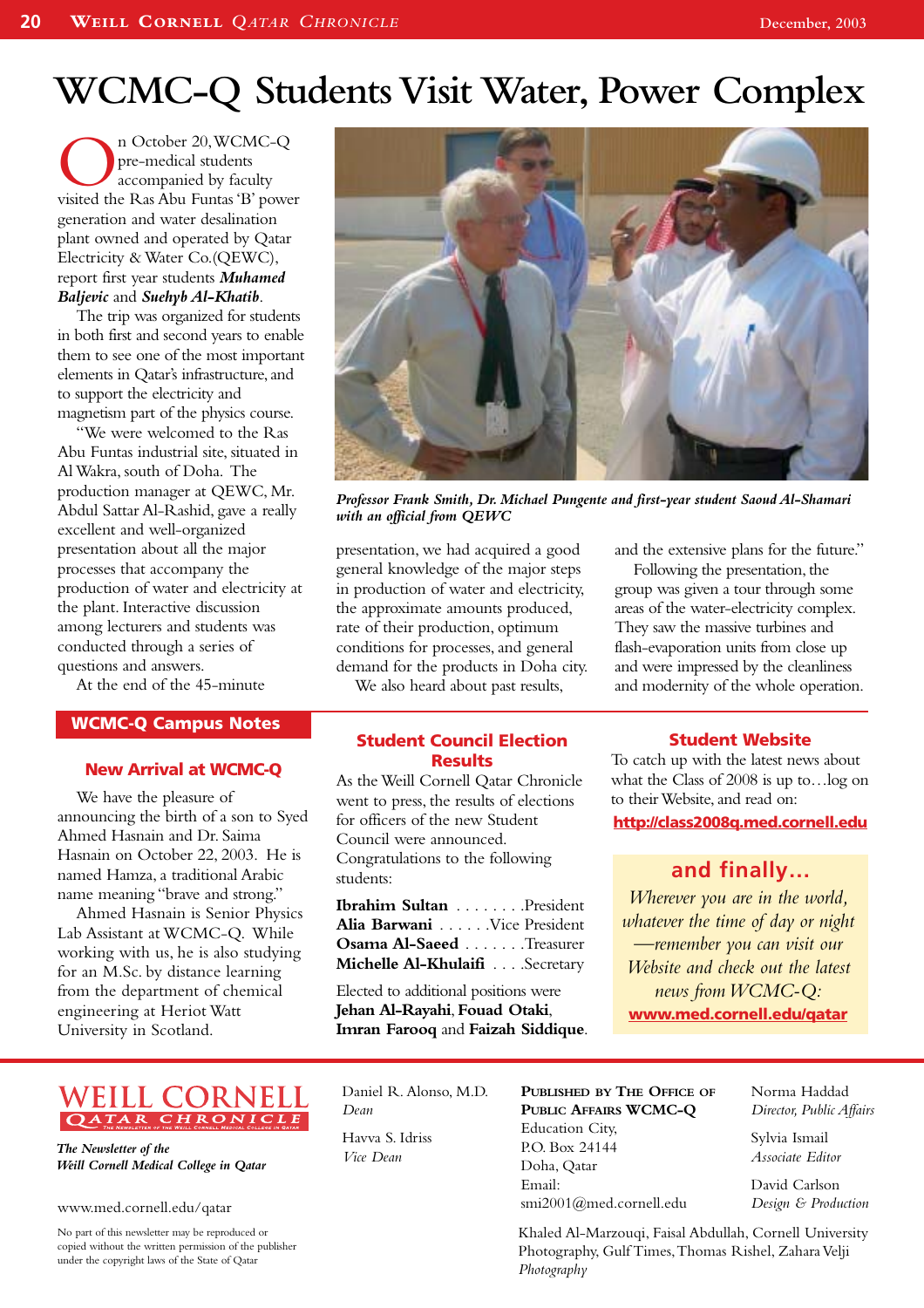# WCMC-Q Students Visit Water, Power Complex

On October 20, WCMC-Q pre-medical students accompanied by faculty visited the Ras Abu Funtas 'B' power generation and water desalination plant owned and operated by Qatar Electricity & Water Co.(QEWC), report first year students ***Muhamed Baljevic*** and ***Suehyb Al-Khatib***.

The trip was organized for students in both first and second years to enable them to see one of the most important elements in Qatar's infrastructure, and to support the electricity and magnetism part of the physics course.

"We were welcomed to the Ras Abu Funtas industrial site, situated in Al Wakra, south of Doha. The production manager at QEWC, Mr. Abdul Sattar Al-Rashid, gave a really excellent and well-organized presentation about all the major processes that accompany the production of water and electricity at the plant. Interactive discussion among lecturers and students was conducted through a series of questions and answers.

At the end of the 45-minute presentation, we had acquired a good general knowledge of the major steps in production of water and electricity, the approximate amounts produced, rate of their production, optimum conditions for processes, and general demand for the products in Doha city.

We also heard about past results, and the extensive plans for the future."

Following the presentation, the group was given a tour through some areas of the water-electricity complex. They saw the massive turbines and flash-evaporation units from close up and were impressed by the cleanliness and modernity of the whole operation.

*Professor Frank Smith, Dr. Michael Pungente and first-year student Saoud Al-Shamari with an official from QEWC*

## WCMC-Q Campus Notes

### New Arrival at WCMC-Q

We have the pleasure of announcing the birth of a son to Syed Ahmed Hasnain and Dr. Saima Hasnain on October 22, 2003. He is named Hamza, a traditional Arabic name meaning "brave and strong."

Ahmed Hasnain is Senior Physics Lab Assistant at WCMC-Q. While working with us, he is also studying for an M.Sc. by distance learning from the department of chemical engineering at Heriot Watt University in Scotland.

### Student Council Election Results

As the Weill Cornell Qatar Chronicle went to press, the results of elections for officers of the new Student Council were announced. Congratulations to the following students:

**Ibrahim Sultan** . . . . . . . . President
**Alia Barwani** . . . . . . Vice President
**Osama Al-Saeed** . . . . . . . Treasurer
**Michelle Al-Khulaifi** . . . . Secretary

Elected to additional positions were **Jehan Al-Rayahi**, **Fouad Otaki**, **Imran Farooq** and **Faizah Siddique**.

### Student Website

To catch up with the latest news about what the Class of 2008 is up to…log on to their Website, and read on:

**http://class2008q.med.cornell.edu**

### and finally…

*Wherever you are in the world, whatever the time of day or night —remember you can visit our Website and check out the latest news from WCMC-Q:*

**www.med.cornell.edu/qatar**

---

**WEILL CORNELL QATAR CHRONICLE**
THE NEWSLETTER OF THE WEILL CORNELL MEDICAL COLLEGE IN QATAR

***The Newsletter of the Weill Cornell Medical College in Qatar***

www.med.cornell.edu/qatar

No part of this newsletter may be reproduced or copied without the written permission of the publisher under the copyright laws of the State of Qatar

Daniel R. Alonso, M.D.
*Dean*

Havva S. Idriss
*Vice Dean*

**Published by The Office of Public Affairs WCMC-Q**
Education City,
P.O. Box 24144
Doha, Qatar
Email:
smi2001@med.cornell.edu

Norma Haddad
*Director, Public Affairs*

Sylvia Ismail
*Associate Editor*

David Carlson
*Design & Production*

Khaled Al-Marzouqi, Faisal Abdullah, Cornell University Photography, Gulf Times, Thomas Rishel, Zahara Velji
*Photography*